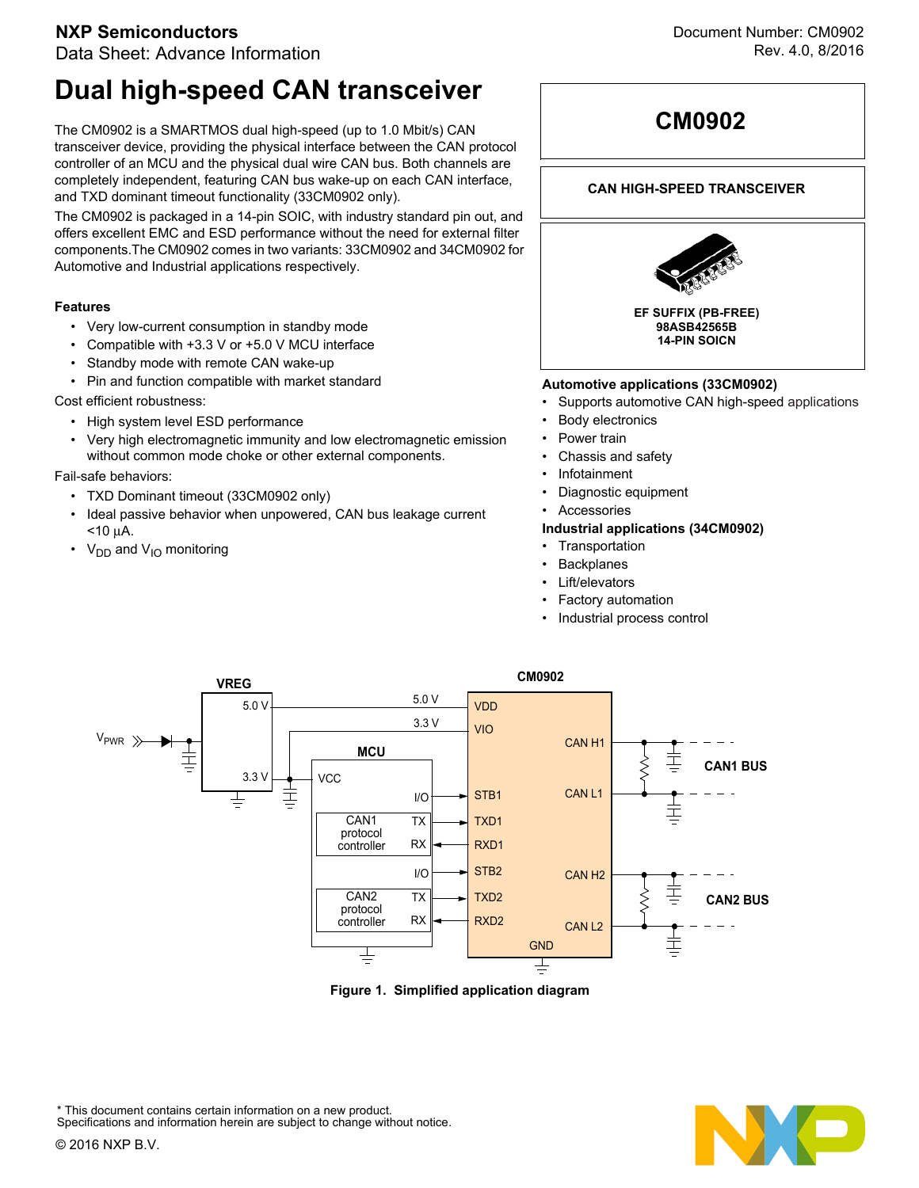NXP Semiconductors
Data Sheet: Advance Information

Document Number: CM0902
Rev. 4.0, 8/2016

# Dual high-speed CAN transceiver

The CM0902 is a SMARTMOS dual high-speed (up to 1.0 Mbit/s) CAN transceiver device, providing the physical interface between the CAN protocol controller of an MCU and the physical dual wire CAN bus. Both channels are completely independent, featuring CAN bus wake-up on each CAN interface, and TXD dominant timeout functionality (33CM0902 only).

The CM0902 is packaged in a 14-pin SOIC, with industry standard pin out, and offers excellent EMC and ESD performance without the need for external filter components.The CM0902 comes in two variants: 33CM0902 and 34CM0902 for Automotive and Industrial applications respectively.

**CM0902**

**CAN HIGH-SPEED TRANSCEIVER**

**EF SUFFIX (PB-FREE)**
**98ASB42565B**
**14-PIN SOICN**

### Features

- Very low-current consumption in standby mode
- Compatible with +3.3 V or +5.0 V MCU interface
- Standby mode with remote CAN wake-up
- Pin and function compatible with market standard

Cost efficient robustness:

- High system level ESD performance
- Very high electromagnetic immunity and low electromagnetic emission without common mode choke or other external components.

Fail-safe behaviors:

- TXD Dominant timeout (33CM0902 only)
- Ideal passive behavior when unpowered, CAN bus leakage current <10 µA.
- $V_{DD}$ and $V_{IO}$ monitoring

**Automotive applications (33CM0902)**

- Supports automotive CAN high-speed applications
- Body electronics
- Power train
- Chassis and safety
- Infotainment
- Diagnostic equipment
- Accessories

**Industrial applications (34CM0902)**

- Transportation
- Backplanes
- Lift/elevators
- Factory automation
- Industrial process control

**Figure 1. Simplified application diagram**

\* This document contains certain information on a new product.
Specifications and information herein are subject to change without notice.

© 2016 NXP B.V.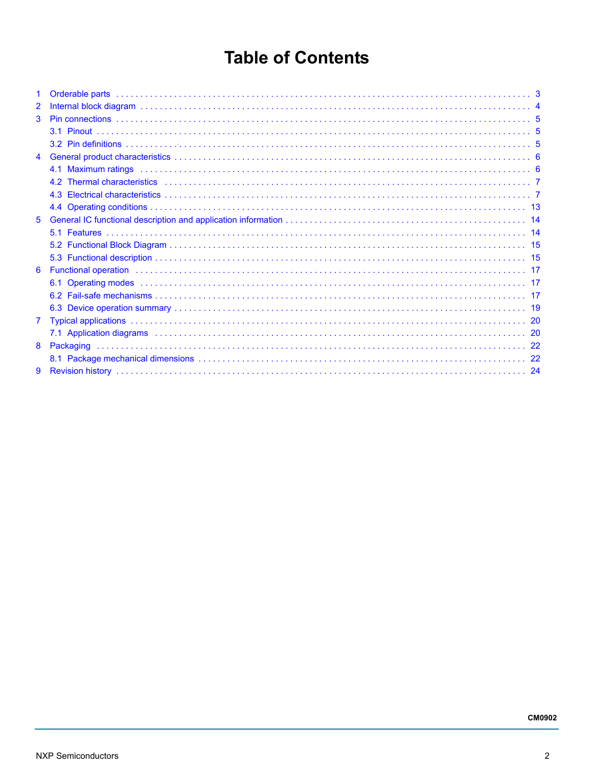# Table of Contents

1 Orderable parts . . . . . . . . . . . . . . . . . . . . . . . . . . . . . . . . . . . . . . . . . . . . . . . . . . . . . . . . . . . . . . . . . . . . . . . . . . . 3

2 Internal block diagram . . . . . . . . . . . . . . . . . . . . . . . . . . . . . . . . . . . . . . . . . . . . . . . . . . . . . . . . . . . . . . . . . . . . . . 4

3 Pin connections . . . . . . . . . . . . . . . . . . . . . . . . . . . . . . . . . . . . . . . . . . . . . . . . . . . . . . . . . . . . . . . . . . . . . . . . . . . 5

- 3.1 Pinout . . . . . . . . . . . . . . . . . . . . . . . . . . . . . . . . . . . . . . . . . . . . . . . . . . . . . . . . . . . . . . . . . . . . . . . . . . . . . . 5
- 3.2 Pin definitions . . . . . . . . . . . . . . . . . . . . . . . . . . . . . . . . . . . . . . . . . . . . . . . . . . . . . . . . . . . . . . . . . . . . . . . . 5

4 General product characteristics . . . . . . . . . . . . . . . . . . . . . . . . . . . . . . . . . . . . . . . . . . . . . . . . . . . . . . . . . . . . . . 6

- 4.1 Maximum ratings . . . . . . . . . . . . . . . . . . . . . . . . . . . . . . . . . . . . . . . . . . . . . . . . . . . . . . . . . . . . . . . . . . . . . 6
- 4.2 Thermal characteristics . . . . . . . . . . . . . . . . . . . . . . . . . . . . . . . . . . . . . . . . . . . . . . . . . . . . . . . . . . . . . . . . 7
- 4.3 Electrical characteristics . . . . . . . . . . . . . . . . . . . . . . . . . . . . . . . . . . . . . . . . . . . . . . . . . . . . . . . . . . . . . . . 7
- 4.4 Operating conditions . . . . . . . . . . . . . . . . . . . . . . . . . . . . . . . . . . . . . . . . . . . . . . . . . . . . . . . . . . . . . . . . . . 13

5 General IC functional description and application information . . . . . . . . . . . . . . . . . . . . . . . . . . . . . . . . . . . . 14

- 5.1 Features . . . . . . . . . . . . . . . . . . . . . . . . . . . . . . . . . . . . . . . . . . . . . . . . . . . . . . . . . . . . . . . . . . . . . . . . . . . . 14
- 5.2 Functional Block Diagram . . . . . . . . . . . . . . . . . . . . . . . . . . . . . . . . . . . . . . . . . . . . . . . . . . . . . . . . . . . . . 15
- 5.3 Functional description . . . . . . . . . . . . . . . . . . . . . . . . . . . . . . . . . . . . . . . . . . . . . . . . . . . . . . . . . . . . . . . . 15

6 Functional operation . . . . . . . . . . . . . . . . . . . . . . . . . . . . . . . . . . . . . . . . . . . . . . . . . . . . . . . . . . . . . . . . . . . . . . . 17

- 6.1 Operating modes . . . . . . . . . . . . . . . . . . . . . . . . . . . . . . . . . . . . . . . . . . . . . . . . . . . . . . . . . . . . . . . . . . . . . 17
- 6.2 Fail-safe mechanisms . . . . . . . . . . . . . . . . . . . . . . . . . . . . . . . . . . . . . . . . . . . . . . . . . . . . . . . . . . . . . . . . . 17
- 6.3 Device operation summary . . . . . . . . . . . . . . . . . . . . . . . . . . . . . . . . . . . . . . . . . . . . . . . . . . . . . . . . . . . . . 19

7 Typical applications . . . . . . . . . . . . . . . . . . . . . . . . . . . . . . . . . . . . . . . . . . . . . . . . . . . . . . . . . . . . . . . . . . . . . . . 20

- 7.1 Application diagrams . . . . . . . . . . . . . . . . . . . . . . . . . . . . . . . . . . . . . . . . . . . . . . . . . . . . . . . . . . . . . . . . . . 20

8 Packaging . . . . . . . . . . . . . . . . . . . . . . . . . . . . . . . . . . . . . . . . . . . . . . . . . . . . . . . . . . . . . . . . . . . . . . . . . . . . . . 22

- 8.1 Package mechanical dimensions . . . . . . . . . . . . . . . . . . . . . . . . . . . . . . . . . . . . . . . . . . . . . . . . . . . . . . . . 22

9 Revision history . . . . . . . . . . . . . . . . . . . . . . . . . . . . . . . . . . . . . . . . . . . . . . . . . . . . . . . . . . . . . . . . . . . . . . . . . 24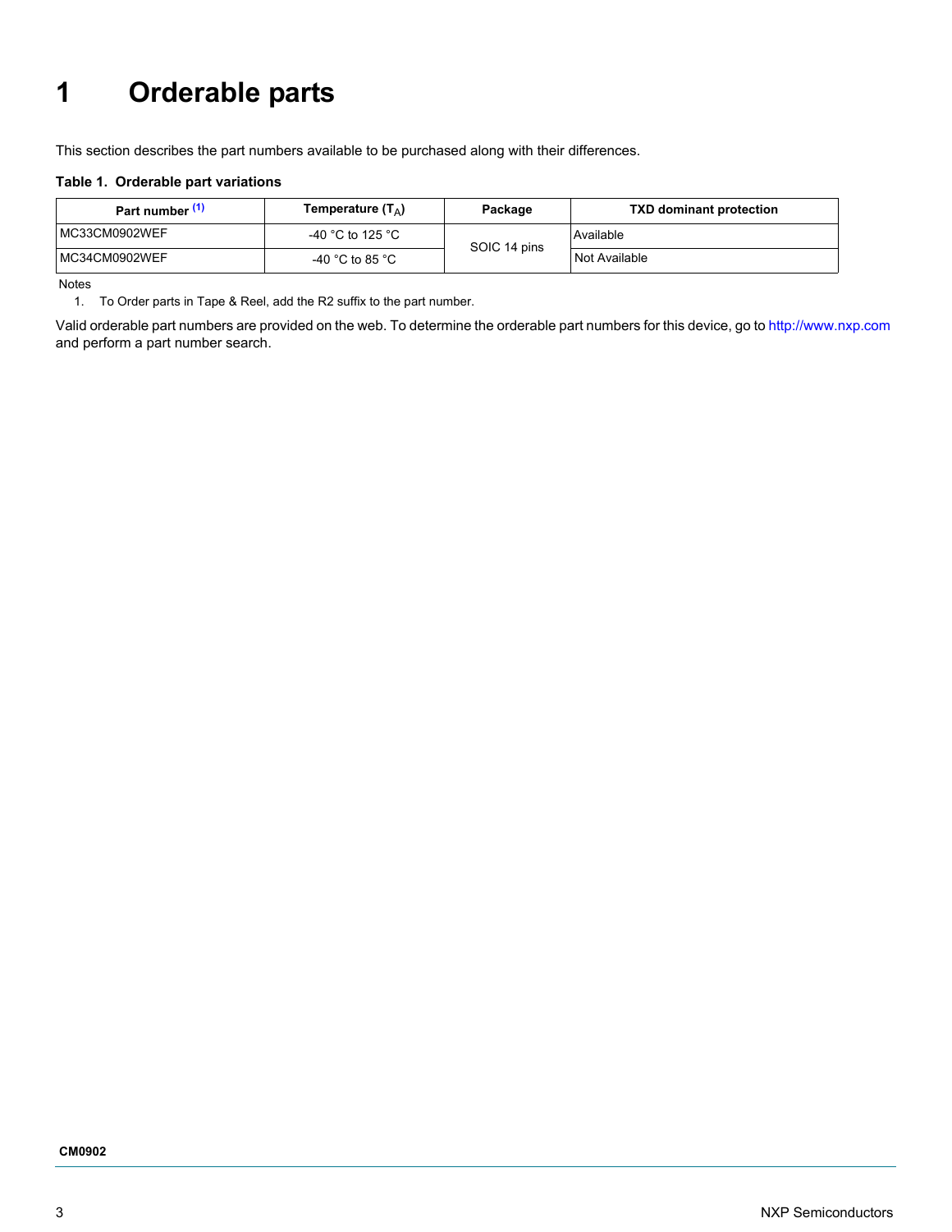# 1 Orderable parts

This section describes the part numbers available to be purchased along with their differences.

**Table 1. Orderable part variations**

| Part number [(1)] | Temperature ($T_A$) | Package | TXD dominant protection |
|---|---|---|---|
| MC33CM0902WEF | -40 °C to 125 °C | SOIC 14 pins | Available |
| MC34CM0902WEF | -40 °C to 85 °C | | Not Available |

Notes

1. To Order parts in Tape & Reel, add the R2 suffix to the part number.

Valid orderable part numbers are provided on the web. To determine the orderable part numbers for this device, go to http://www.nxp.com and perform a part number search.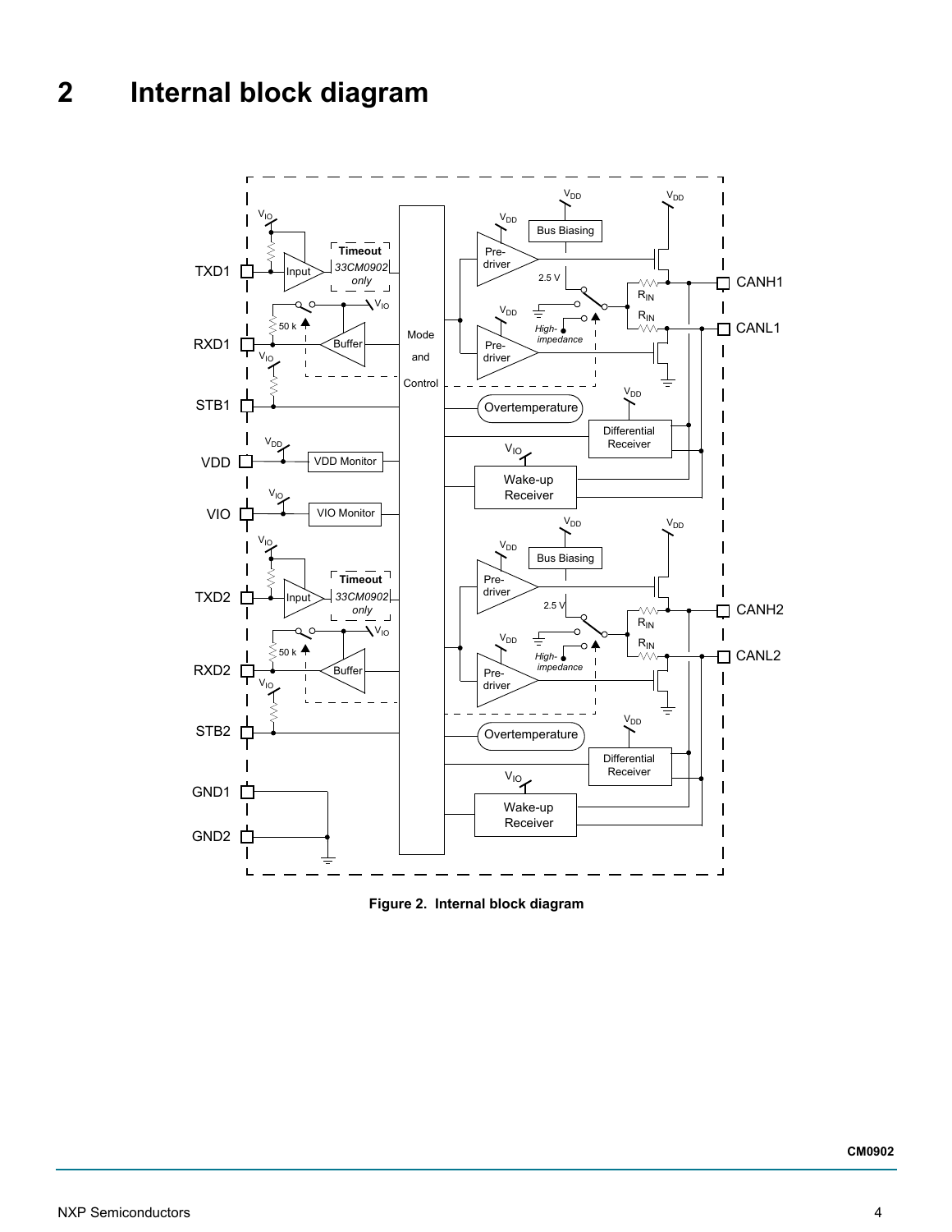## 2 Internal block diagram

Figure 2. Internal block diagram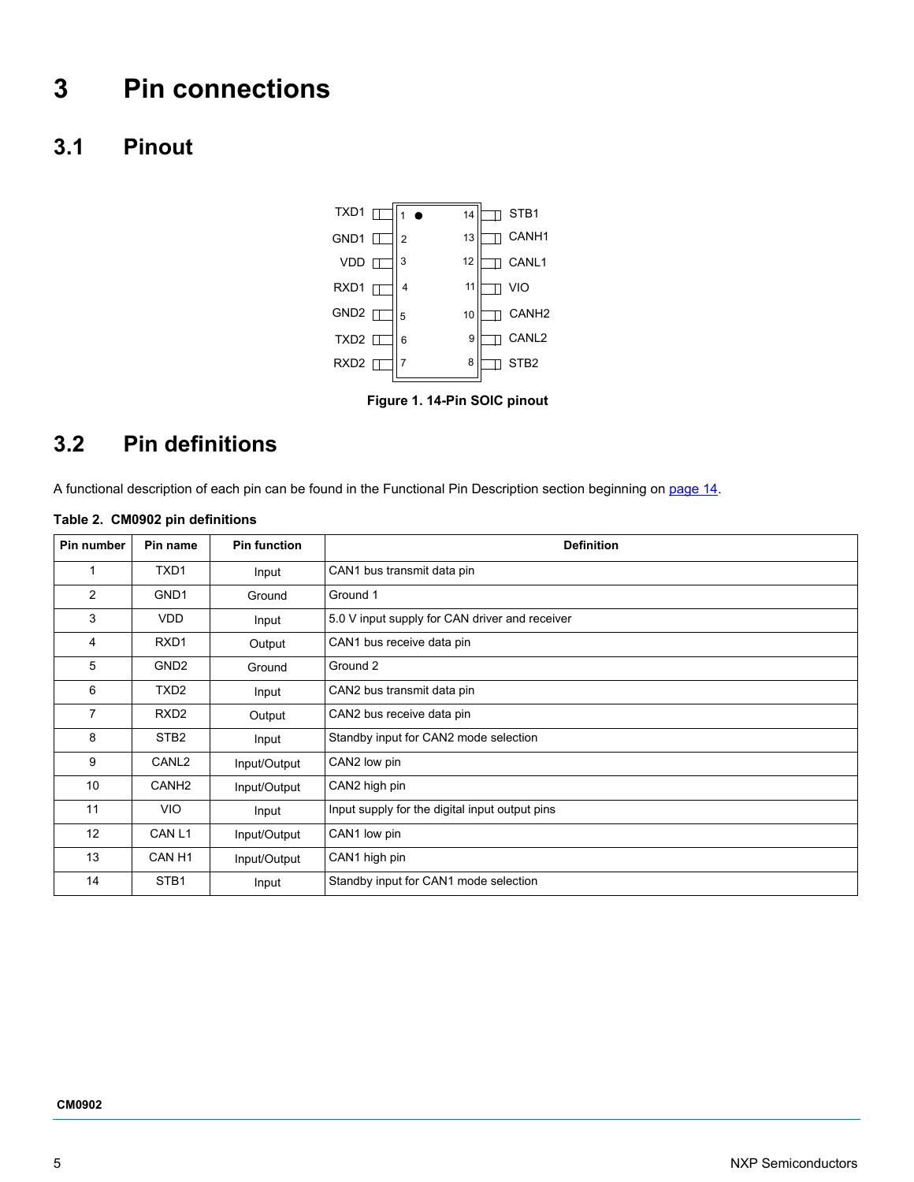# 3 Pin connections

## 3.1 Pinout

Figure 1. 14-Pin SOIC pinout

## 3.2 Pin definitions

A functional description of each pin can be found in the Functional Pin Description section beginning on page 14.

**Table 2. CM0902 pin definitions**

| Pin number | Pin name | Pin function | Definition |
|---|---|---|---|
| 1 | TXD1 | Input | CAN1 bus transmit data pin |
| 2 | GND1 | Ground | Ground 1 |
| 3 | VDD | Input | 5.0 V input supply for CAN driver and receiver |
| 4 | RXD1 | Output | CAN1 bus receive data pin |
| 5 | GND2 | Ground | Ground 2 |
| 6 | TXD2 | Input | CAN2 bus transmit data pin |
| 7 | RXD2 | Output | CAN2 bus receive data pin |
| 8 | STB2 | Input | Standby input for CAN2 mode selection |
| 9 | CANL2 | Input/Output | CAN2 low pin |
| 10 | CANH2 | Input/Output | CAN2 high pin |
| 11 | VIO | Input | Input supply for the digital input output pins |
| 12 | CAN L1 | Input/Output | CAN1 low pin |
| 13 | CAN H1 | Input/Output | CAN1 high pin |
| 14 | STB1 | Input | Standby input for CAN1 mode selection |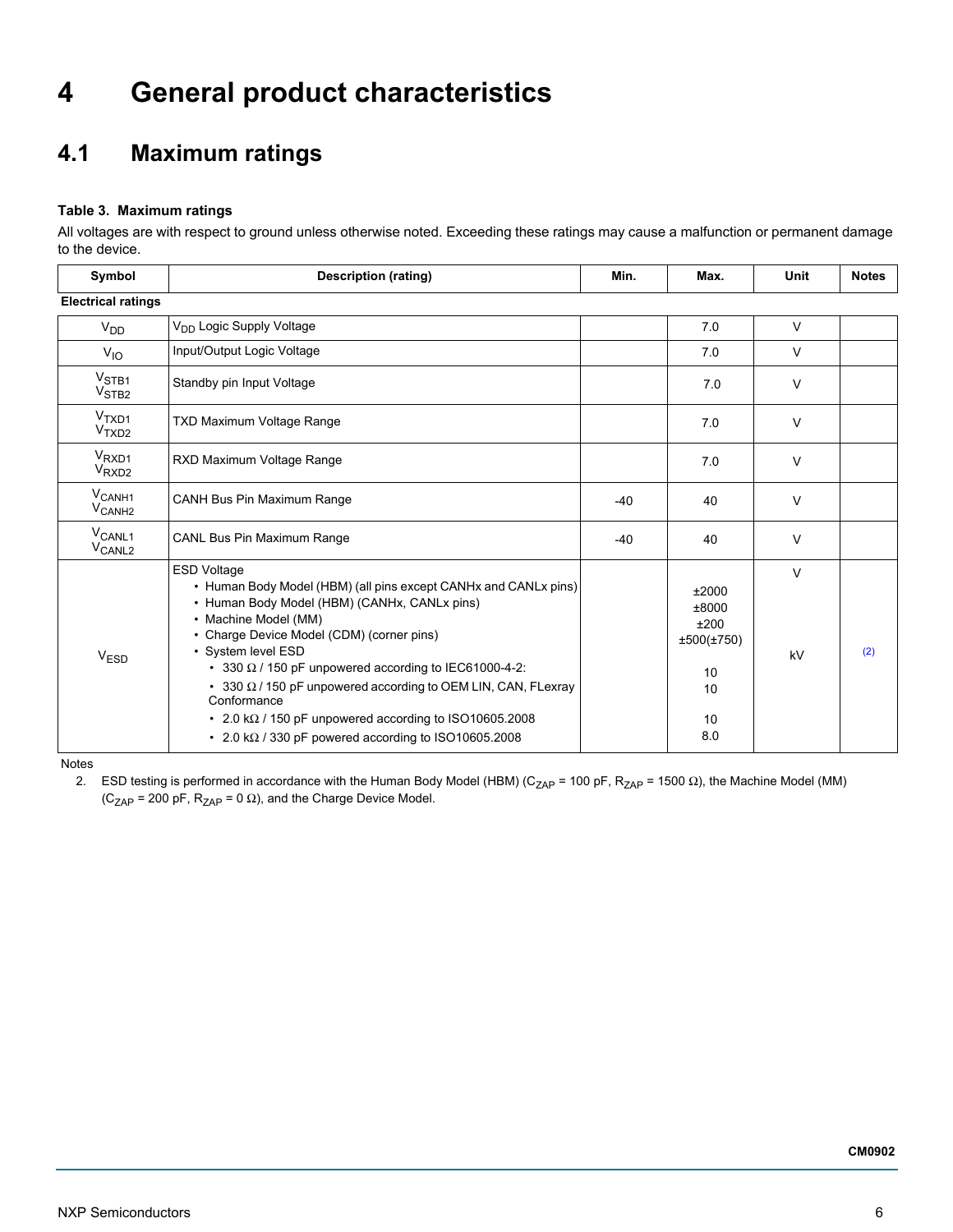# 4 General product characteristics

## 4.1 Maximum ratings

**Table 3. Maximum ratings**

All voltages are with respect to ground unless otherwise noted. Exceeding these ratings may cause a malfunction or permanent damage to the device.

| Symbol | Description (rating) | Min. | Max. | Unit | Notes |
|---|---|---|---|---|---|
| **Electrical ratings** | | | | | |
| $V_{DD}$ | $V_{DD}$ Logic Supply Voltage | | 7.0 | V | |
| $V_{IO}$ | Input/Output Logic Voltage | | 7.0 | V | |
| $V_{STB1}$ $V_{STB2}$ | Standby pin Input Voltage | | 7.0 | V | |
| $V_{TXD1}$ $V_{TXD2}$ | TXD Maximum Voltage Range | | 7.0 | V | |
| $V_{RXD1}$ $V_{RXD2}$ | RXD Maximum Voltage Range | | 7.0 | V | |
| $V_{CANH1}$ $V_{CANH2}$ | CANH Bus Pin Maximum Range | -40 | 40 | V | |
| $V_{CANL1}$ $V_{CANL2}$ | CANL Bus Pin Maximum Range | -40 | 40 | V | |
| $V_{ESD}$ | ESD Voltage<br>• Human Body Model (HBM) (all pins except CANHx and CANLx pins)<br>• Human Body Model (HBM) (CANHx, CANLx pins)<br>• Machine Model (MM)<br>• Charge Device Model (CDM) (corner pins)<br>• System level ESD<br>• 330 Ω / 150 pF unpowered according to IEC61000-4-2:<br>• 330 Ω / 150 pF unpowered according to OEM LIN, CAN, FLexray Conformance<br>• 2.0 kΩ / 150 pF unpowered according to ISO10605.2008<br>• 2.0 kΩ / 330 pF powered according to ISO10605.2008 | | <br>±2000<br>±8000<br>±200<br>±500(±750)<br><br>10<br>10<br>10<br>8.0 | V<br><br><br><br><br>kV | (2) |

Notes

2. ESD testing is performed in accordance with the Human Body Model (HBM) ($C_{ZAP}$ = 100 pF, $R_{ZAP}$ = 1500 Ω), the Machine Model (MM) ($C_{ZAP}$ = 200 pF, $R_{ZAP}$ = 0 Ω), and the Charge Device Model.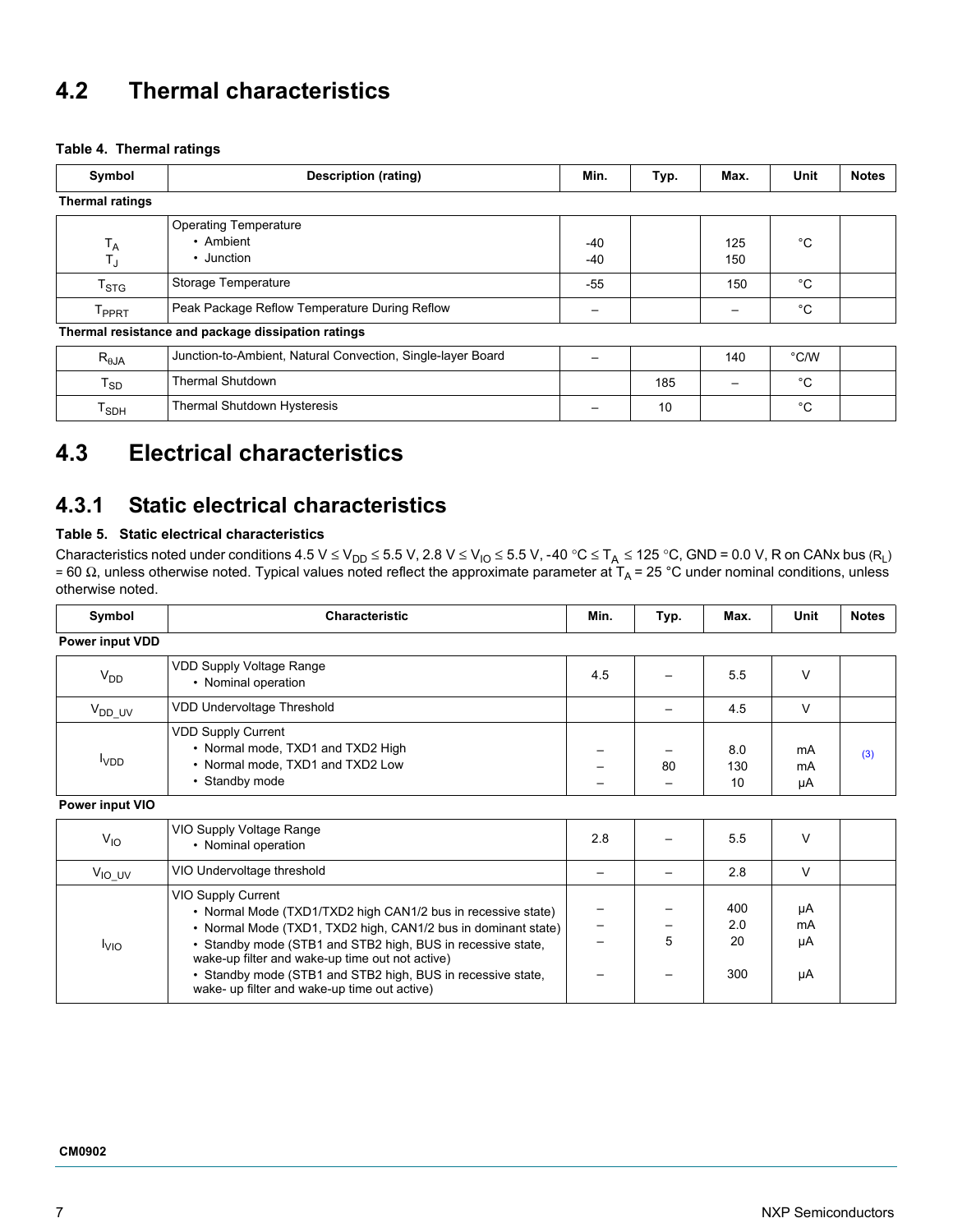## 4.2 Thermal characteristics

**Table 4. Thermal ratings**

| Symbol | Description (rating) | Min. | Typ. | Max. | Unit | Notes |
|---|---|---|---|---|---|---|
| **Thermal ratings** | | | | | | |
| $T_A$<br>$T_J$ | Operating Temperature<br>• Ambient<br>• Junction | -40<br>-40 | | 125<br>150 | °C | |
| $T_{STG}$ | Storage Temperature | -55 | | 150 | °C | |
| $T_{PPRT}$ | Peak Package Reflow Temperature During Reflow | – | | – | °C | |
| **Thermal resistance and package dissipation ratings** | | | | | | |
| $R_{\theta JA}$ | Junction-to-Ambient, Natural Convection, Single-layer Board | – | | 140 | °C/W | |
| $T_{SD}$ | Thermal Shutdown | | 185 | – | °C | |
| $T_{SDH}$ | Thermal Shutdown Hysteresis | – | 10 | | °C | |

## 4.3 Electrical characteristics

### 4.3.1 Static electrical characteristics

**Table 5. Static electrical characteristics**

Characteristics noted under conditions 4.5 V ≤ $V_{DD}$ ≤ 5.5 V, 2.8 V ≤ $V_{IO}$ ≤ 5.5 V, -40 °C ≤ $T_A$ ≤ 125 °C, GND = 0.0 V, R on CANx bus ($R_L$) = 60 Ω, unless otherwise noted. Typical values noted reflect the approximate parameter at $T_A$ = 25 °C under nominal conditions, unless otherwise noted.

| Symbol | Characteristic | Min. | Typ. | Max. | Unit | Notes |
|---|---|---|---|---|---|---|
| **Power input VDD** | | | | | | |
| $V_{DD}$ | VDD Supply Voltage Range<br>• Nominal operation | 4.5 | – | 5.5 | V | |
| $V_{DD\_UV}$ | VDD Undervoltage Threshold | | – | 4.5 | V | |
| $I_{VDD}$ | VDD Supply Current<br>• Normal mode, TXD1 and TXD2 High<br>• Normal mode, TXD1 and TXD2 Low<br>• Standby mode | –<br>–<br>– | –<br>80<br>– | 8.0<br>130<br>10 | mA<br>mA<br>µA | (3) |
| **Power input VIO** | | | | | | |
| $V_{IO}$ | VIO Supply Voltage Range<br>• Nominal operation | 2.8 | – | 5.5 | V | |
| $V_{IO\_UV}$ | VIO Undervoltage threshold | – | – | 2.8 | V | |
| $I_{VIO}$ | VIO Supply Current<br>• Normal Mode (TXD1/TXD2 high CAN1/2 bus in recessive state)<br>• Normal Mode (TXD1, TXD2 high, CAN1/2 bus in dominant state)<br>• Standby mode (STB1 and STB2 high, BUS in recessive state, wake-up filter and wake-up time out not active)<br>• Standby mode (STB1 and STB2 high, BUS in recessive state, wake- up filter and wake-up time out active) | –<br>–<br>–<br>– | –<br>–<br>5<br>– | 400<br>2.0<br>20<br>300 | µA<br>mA<br>µA<br>µA | |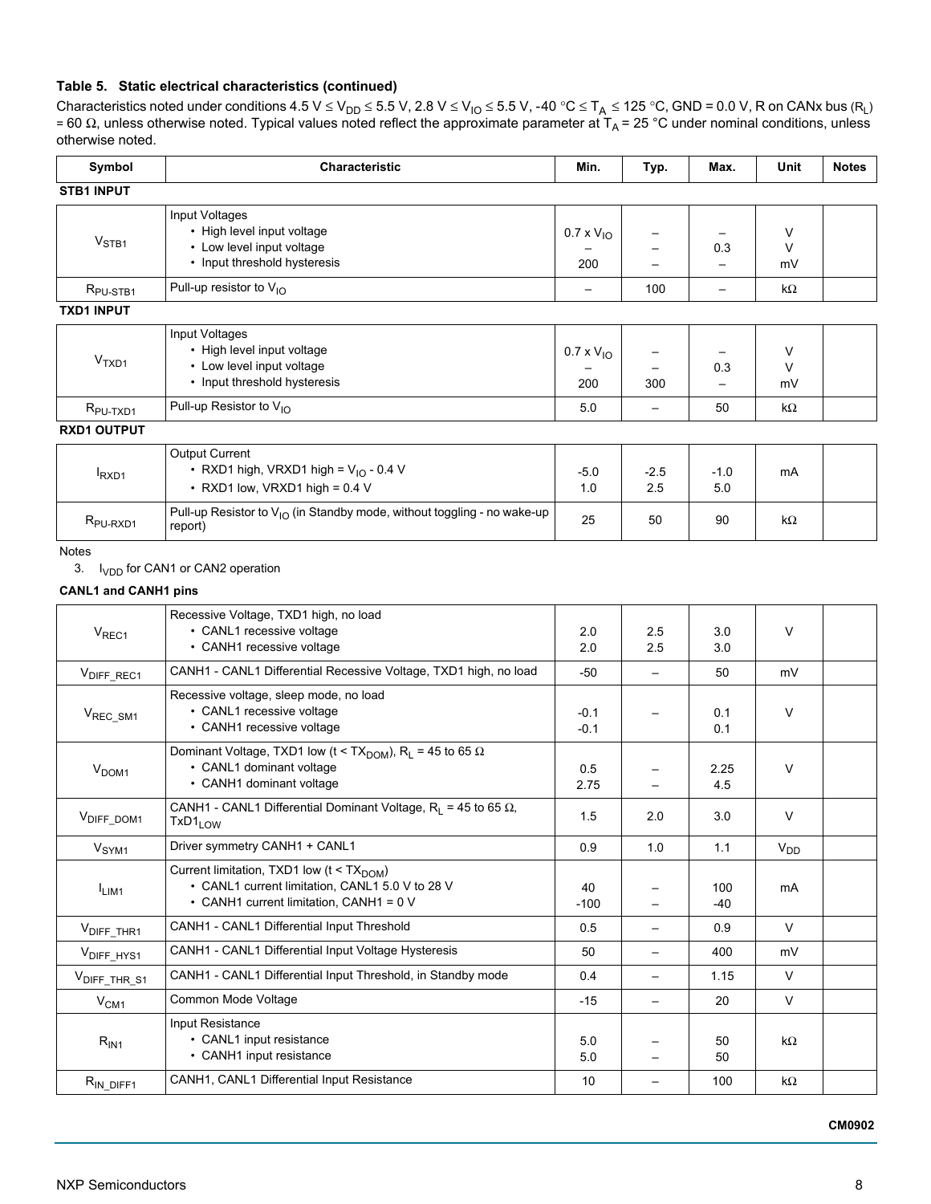### Table 5. Static electrical characteristics (continued)

Characteristics noted under conditions 4.5 V ≤ $V_{DD}$ ≤ 5.5 V, 2.8 V ≤ $V_{IO}$ ≤ 5.5 V, -40 °C ≤ $T_A$ ≤ 125 °C, GND = 0.0 V, R on CANx bus ($R_L$) = 60 Ω, unless otherwise noted. Typical values noted reflect the approximate parameter at $T_A$ = 25 °C under nominal conditions, unless otherwise noted.

| Symbol | Characteristic | Min. | Typ. | Max. | Unit | Notes |
|---|---|---|---|---|---|---|
| **STB1 INPUT** | | | | | | |
| $V_{STB1}$ | Input Voltages<br>• High level input voltage<br>• Low level input voltage<br>• Input threshold hysteresis | <br>0.7 x $V_{IO}$<br>–<br>200 | <br>–<br>–<br>– | <br>–<br>0.3<br>– | <br>V<br>V<br>mV | |
| $R_{PU\text{-}STB1}$ | Pull-up resistor to $V_{IO}$ | – | 100 | – | kΩ | |
| **TXD1 INPUT** | | | | | | |
| $V_{TXD1}$ | Input Voltages<br>• High level input voltage<br>• Low level input voltage<br>• Input threshold hysteresis | <br>0.7 x $V_{IO}$<br>–<br>200 | <br>–<br>–<br>300 | <br>–<br>0.3<br>– | <br>V<br>V<br>mV | |
| $R_{PU\text{-}TXD1}$ | Pull-up Resistor to $V_{IO}$ | 5.0 | – | 50 | kΩ | |
| **RXD1 OUTPUT** | | | | | | |
| $I_{RXD1}$ | Output Current<br>• RXD1 high, VRXD1 high = $V_{IO}$ - 0.4 V<br>• RXD1 low, VRXD1 high = 0.4 V | <br>-5.0<br>1.0 | <br>-2.5<br>2.5 | <br>-1.0<br>5.0 | mA | |
| $R_{PU\text{-}RXD1}$ | Pull-up Resistor to $V_{IO}$ (in Standby mode, without toggling - no wake-up report) | 25 | 50 | 90 | kΩ | |

Notes

3. $I_{VDD}$ for CAN1 or CAN2 operation

| Symbol | Characteristic | Min. | Typ. | Max. | Unit | Notes |
|---|---|---|---|---|---|---|
| **CANL1 and CANH1 pins** | | | | | | |
| $V_{REC1}$ | Recessive Voltage, TXD1 high, no load<br>• CANL1 recessive voltage<br>• CANH1 recessive voltage | <br>2.0<br>2.0 | <br>2.5<br>2.5 | <br>3.0<br>3.0 | V | |
| $V_{DIFF\_REC1}$ | CANH1 - CANL1 Differential Recessive Voltage, TXD1 high, no load | -50 | – | 50 | mV | |
| $V_{REC\_SM1}$ | Recessive voltage, sleep mode, no load<br>• CANL1 recessive voltage<br>• CANH1 recessive voltage | <br>-0.1<br>-0.1 | – | <br>0.1<br>0.1 | V | |
| $V_{DOM1}$ | Dominant Voltage, TXD1 low (t < $TX_{DOM}$), $R_L$ = 45 to 65 Ω<br>• CANL1 dominant voltage<br>• CANH1 dominant voltage | <br>0.5<br>2.75 | <br>–<br>– | <br>2.25<br>4.5 | V | |
| $V_{DIFF\_DOM1}$ | CANH1 - CANL1 Differential Dominant Voltage, $R_L$ = 45 to 65 Ω, $TxD1_{LOW}$ | 1.5 | 2.0 | 3.0 | V | |
| $V_{SYM1}$ | Driver symmetry CANH1 + CANL1 | 0.9 | 1.0 | 1.1 | $V_{DD}$ | |
| $I_{LIM1}$ | Current limitation, TXD1 low (t < $TX_{DOM}$)<br>• CANL1 current limitation, CANL1 5.0 V to 28 V<br>• CANH1 current limitation, CANH1 = 0 V | <br>40<br>-100 | <br>–<br>– | <br>100<br>-40 | mA | |
| $V_{DIFF\_THR1}$ | CANH1 - CANL1 Differential Input Threshold | 0.5 | – | 0.9 | V | |
| $V_{DIFF\_HYS1}$ | CANH1 - CANL1 Differential Input Voltage Hysteresis | 50 | – | 400 | mV | |
| $V_{DIFF\_THR\_S1}$ | CANH1 - CANL1 Differential Input Threshold, in Standby mode | 0.4 | – | 1.15 | V | |
| $V_{CM1}$ | Common Mode Voltage | -15 | – | 20 | V | |
| $R_{IN1}$ | Input Resistance<br>• CANL1 input resistance<br>• CANH1 input resistance | <br>5.0<br>5.0 | <br>–<br>– | <br>50<br>50 | kΩ | |
| $R_{IN\_DIFF1}$ | CANH1, CANL1 Differential Input Resistance | 10 | – | 100 | kΩ | |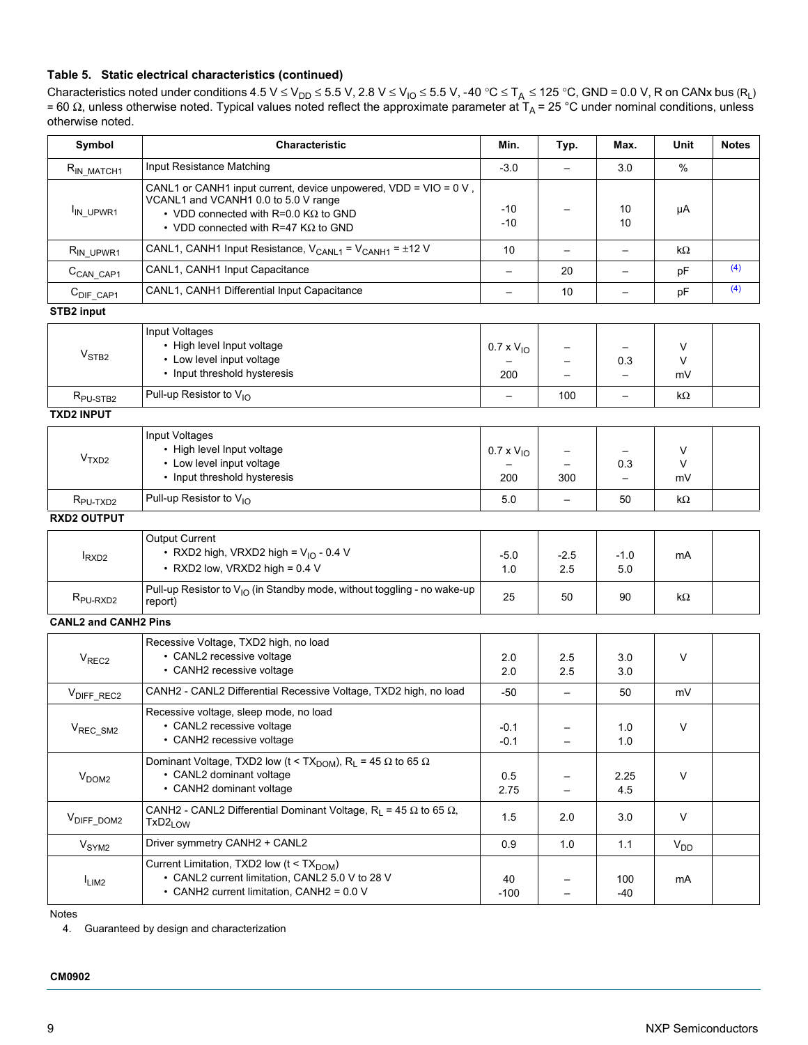### Table 5. Static electrical characteristics (continued)

Characteristics noted under conditions 4.5 V ≤ $V_{DD}$ ≤ 5.5 V, 2.8 V ≤ $V_{IO}$ ≤ 5.5 V, -40 °C ≤ $T_A$ ≤ 125 °C, GND = 0.0 V, R on CANx bus ($R_L$) = 60 Ω, unless otherwise noted. Typical values noted reflect the approximate parameter at $T_A$ = 25 °C under nominal conditions, unless otherwise noted.

| Symbol | Characteristic | Min. | Typ. | Max. | Unit | Notes |
|---|---|---|---|---|---|---|
| $R_{IN\_MATCH1}$ | Input Resistance Matching | -3.0 | – | 3.0 | % | |
| $I_{IN\_UPWR1}$ | CANL1 or CANH1 input current, device unpowered, VDD = VIO = 0 V , VCANL1 and VCANH1 0.0 to 5.0 V range<br>• VDD connected with R=0.0 KΩ to GND<br>• VDD connected with R=47 KΩ to GND | <br>-10<br>-10 | – | <br>10<br>10 | µA | |
| $R_{IN\_UPWR1}$ | CANL1, CANH1 Input Resistance, $V_{CANL1}$ = $V_{CANH1}$ = ±12 V | 10 | – | – | kΩ | |
| $C_{CAN\_CAP1}$ | CANL1, CANH1 Input Capacitance | – | 20 | – | pF | (4) |
| $C_{DIF\_CAP1}$ | CANL1, CANH1 Differential Input Capacitance | – | 10 | – | pF | (4) |
| **STB2 input** | | | | | | |
| $V_{STB2}$ | Input Voltages<br>• High level Input voltage<br>• Low level input voltage<br>• Input threshold hysteresis | <br>0.7 x $V_{IO}$<br>–<br>200 | <br>–<br>–<br>– | <br>–<br>0.3<br>– | <br>V<br>V<br>mV | |
| $R_{PU\text{-}STB2}$ | Pull-up Resistor to $V_{IO}$ | – | 100 | – | kΩ | |
| **TXD2 INPUT** | | | | | | |
| $V_{TXD2}$ | Input Voltages<br>• High level Input voltage<br>• Low level input voltage<br>• Input threshold hysteresis | <br>0.7 x $V_{IO}$<br>–<br>200 | <br>–<br>–<br>300 | <br>–<br>0.3<br>– | <br>V<br>V<br>mV | |
| $R_{PU\text{-}TXD2}$ | Pull-up Resistor to $V_{IO}$ | 5.0 | – | 50 | kΩ | |
| **RXD2 OUTPUT** | | | | | | |
| $I_{RXD2}$ | Output Current<br>• RXD2 high, VRXD2 high = $V_{IO}$ - 0.4 V<br>• RXD2 low, VRXD2 high = 0.4 V | <br>-5.0<br>1.0 | <br>-2.5<br>2.5 | <br>-1.0<br>5.0 | mA | |
| $R_{PU\text{-}RXD2}$ | Pull-up Resistor to $V_{IO}$ (in Standby mode, without toggling - no wake-up report) | 25 | 50 | 90 | kΩ | |
| **CANL2 and CANH2 Pins** | | | | | | |
| $V_{REC2}$ | Recessive Voltage, TXD2 high, no load<br>• CANL2 recessive voltage<br>• CANH2 recessive voltage | <br>2.0<br>2.0 | <br>2.5<br>2.5 | <br>3.0<br>3.0 | V | |
| $V_{DIFF\_REC2}$ | CANH2 - CANL2 Differential Recessive Voltage, TXD2 high, no load | -50 | – | 50 | mV | |
| $V_{REC\_SM2}$ | Recessive voltage, sleep mode, no load<br>• CANL2 recessive voltage<br>• CANH2 recessive voltage | <br>-0.1<br>-0.1 | <br>–<br>– | <br>1.0<br>1.0 | V | |
| $V_{DOM2}$ | Dominant Voltage, TXD2 low (t < $TX_{DOM}$), $R_L$ = 45 Ω to 65 Ω<br>• CANL2 dominant voltage<br>• CANH2 dominant voltage | <br>0.5<br>2.75 | <br>–<br>– | <br>2.25<br>4.5 | V | |
| $V_{DIFF\_DOM2}$ | CANH2 - CANL2 Differential Dominant Voltage, $R_L$ = 45 Ω to 65 Ω, $TxD2_{LOW}$ | 1.5 | 2.0 | 3.0 | V | |
| $V_{SYM2}$ | Driver symmetry CANH2 + CANL2 | 0.9 | 1.0 | 1.1 | $V_{DD}$ | |
| $I_{LIM2}$ | Current Limitation, TXD2 low (t < $TX_{DOM}$)<br>• CANL2 current limitation, CANL2 5.0 V to 28 V<br>• CANH2 current limitation, CANH2 = 0.0 V | <br>40<br>-100 | <br>–<br>– | <br>100<br>-40 | mA | |

Notes

4. Guaranteed by design and characterization

CM0902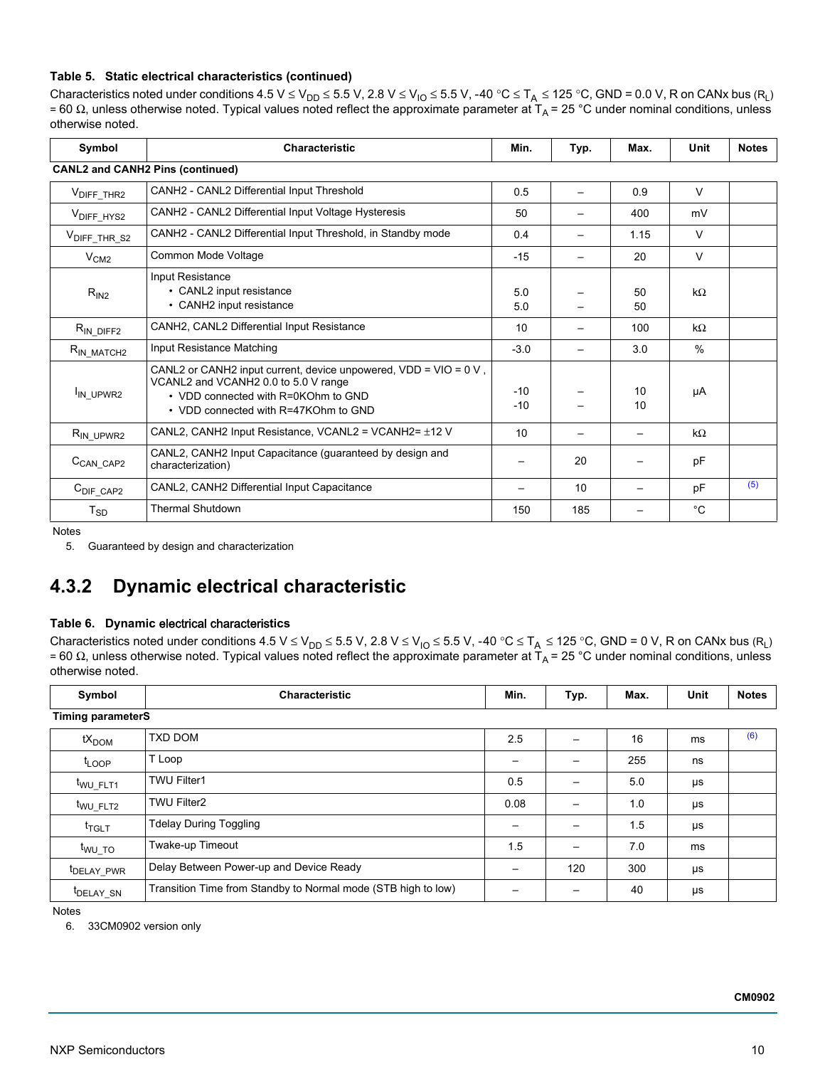**Table 5. Static electrical characteristics (continued)**

Characteristics noted under conditions 4.5 V ≤ $V_{DD}$ ≤ 5.5 V, 2.8 V ≤ $V_{IO}$ ≤ 5.5 V, -40 °C ≤ $T_A$ ≤ 125 °C, GND = 0.0 V, R on CANx bus ($R_L$) = 60 Ω, unless otherwise noted. Typical values noted reflect the approximate parameter at $T_A$ = 25 °C under nominal conditions, unless otherwise noted.

| Symbol | Characteristic | Min. | Typ. | Max. | Unit | Notes |
|---|---|---|---|---|---|---|
| **CANL2 and CANH2 Pins (continued)** | | | | | | |
| $V_{DIFF\_THR2}$ | CANH2 - CANL2 Differential Input Threshold | 0.5 | – | 0.9 | V | |
| $V_{DIFF\_HYS2}$ | CANH2 - CANL2 Differential Input Voltage Hysteresis | 50 | – | 400 | mV | |
| $V_{DIFF\_THR\_S2}$ | CANH2 - CANL2 Differential Input Threshold, in Standby mode | 0.4 | – | 1.15 | V | |
| $V_{CM2}$ | Common Mode Voltage | -15 | – | 20 | V | |
| $R_{IN2}$ | Input Resistance<br>• CANL2 input resistance<br>• CANH2 input resistance | <br>5.0<br>5.0 | <br>–<br>– | <br>50<br>50 | kΩ | |
| $R_{IN\_DIFF2}$ | CANH2, CANL2 Differential Input Resistance | 10 | – | 100 | kΩ | |
| $R_{IN\_MATCH2}$ | Input Resistance Matching | -3.0 | – | 3.0 | % | |
| $I_{IN\_UPWR2}$ | CANL2 or CANH2 input current, device unpowered, VDD = VIO = 0 V , VCANL2 and VCANH2 0.0 to 5.0 V range<br>• VDD connected with R=0KOhm to GND<br>• VDD connected with R=47KOhm to GND | <br><br>-10<br>-10 | <br><br>–<br>– | <br><br>10<br>10 | µA | |
| $R_{IN\_UPWR2}$ | CANL2, CANH2 Input Resistance, VCANL2 = VCANH2= ±12 V | 10 | – | – | kΩ | |
| $C_{CAN\_CAP2}$ | CANL2, CANH2 Input Capacitance (guaranteed by design and characterization) | – | 20 | – | pF | |
| $C_{DIF\_CAP2}$ | CANL2, CANH2 Differential Input Capacitance | – | 10 | – | pF | (5) |
| $T_{SD}$ | Thermal Shutdown | 150 | 185 | – | °C | |

Notes
5. Guaranteed by design and characterization

## 4.3.2 Dynamic electrical characteristic

**Table 6. Dynamic electrical characteristics**

Characteristics noted under conditions 4.5 V ≤ $V_{DD}$ ≤ 5.5 V, 2.8 V ≤ $V_{IO}$ ≤ 5.5 V, -40 °C ≤ $T_A$ ≤ 125 °C, GND = 0 V, R on CANx bus ($R_L$) = 60 Ω, unless otherwise noted. Typical values noted reflect the approximate parameter at $T_A$ = 25 °C under nominal conditions, unless otherwise noted.

| Symbol | Characteristic | Min. | Typ. | Max. | Unit | Notes |
|---|---|---|---|---|---|---|
| **Timing parameterS** | | | | | | |
| $tX_{DOM}$ | TXD DOM | 2.5 | – | 16 | ms | (6) |
| $t_{LOOP}$ | T Loop | – | – | 255 | ns | |
| $t_{WU\_FLT1}$ | TWU Filter1 | 0.5 | – | 5.0 | µs | |
| $t_{WU\_FLT2}$ | TWU Filter2 | 0.08 | – | 1.0 | µs | |
| $t_{TGLT}$ | Tdelay During Toggling | – | – | 1.5 | µs | |
| $t_{WU\_TO}$ | Twake-up Timeout | 1.5 | – | 7.0 | ms | |
| $t_{DELAY\_PWR}$ | Delay Between Power-up and Device Ready | – | 120 | 300 | µs | |
| $t_{DELAY\_SN}$ | Transition Time from Standby to Normal mode (STB high to low) | – | – | 40 | µs | |

Notes
6. 33CM0902 version only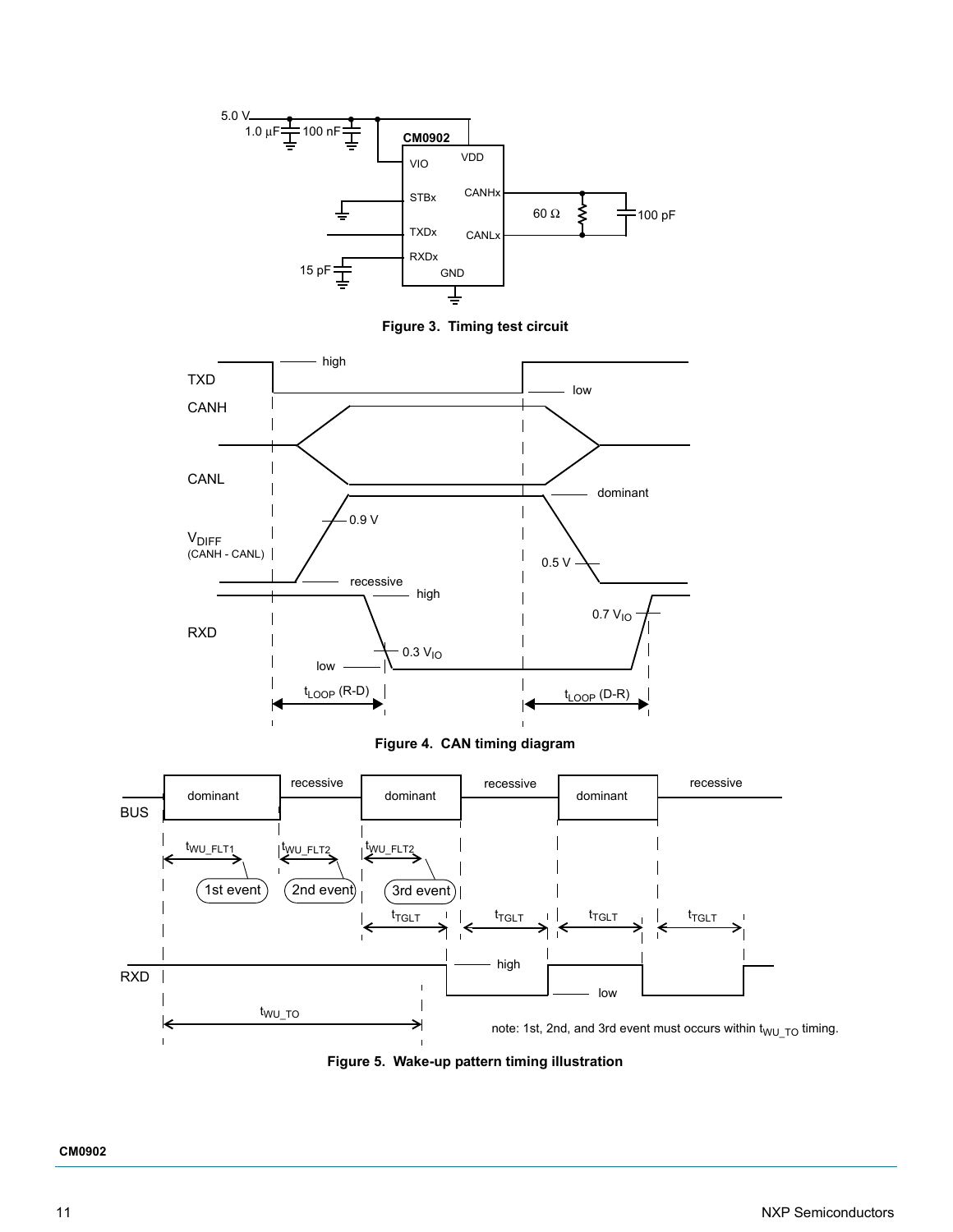**Figure 3. Timing test circuit**

**Figure 4. CAN timing diagram**

**Figure 5. Wake-up pattern timing illustration**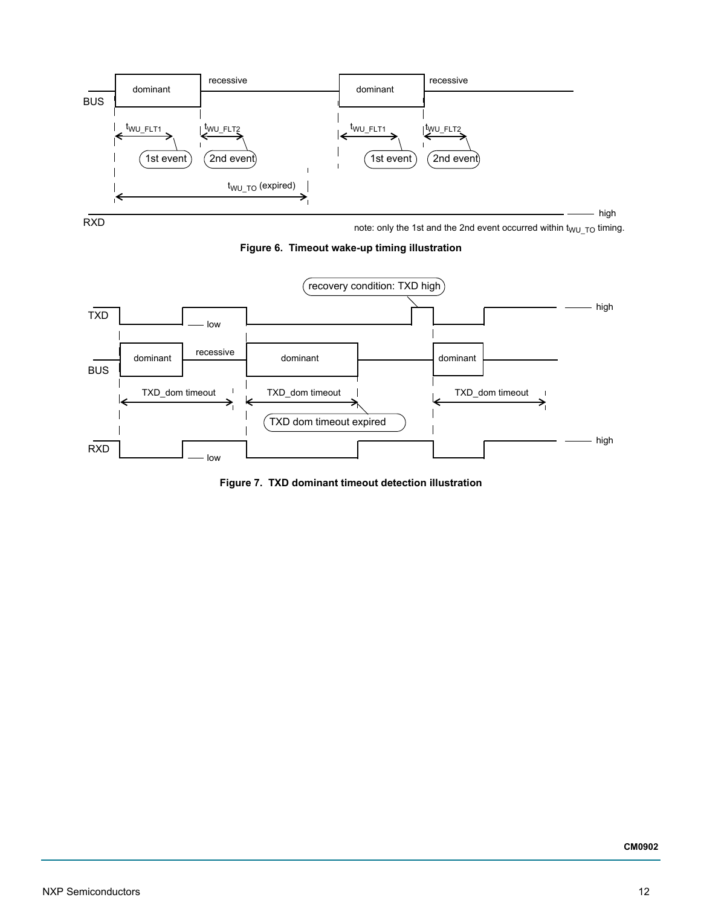BUS

dominant | recessive | dominant | recessive

$t_{WU\_FLT1}$ | $t_{WU\_FLT2}$ | $t_{WU\_FLT1}$ | $t_{WU\_FLT2}$

1st event | 2nd event | 1st event | 2nd event

$t_{WU\_TO}$ (expired)

RXD — high

note: only the 1st and the 2nd event occurred within $t_{WU\_TO}$ timing.

**Figure 6. Timeout wake-up timing illustration**

recovery condition: TXD high

TXD — low — high

BUS

dominant | recessive | dominant | dominant

TXD_dom timeout | TXD_dom timeout | TXD_dom timeout

TXD dom timeout expired

RXD — low — high

**Figure 7. TXD dominant timeout detection illustration**

CM0902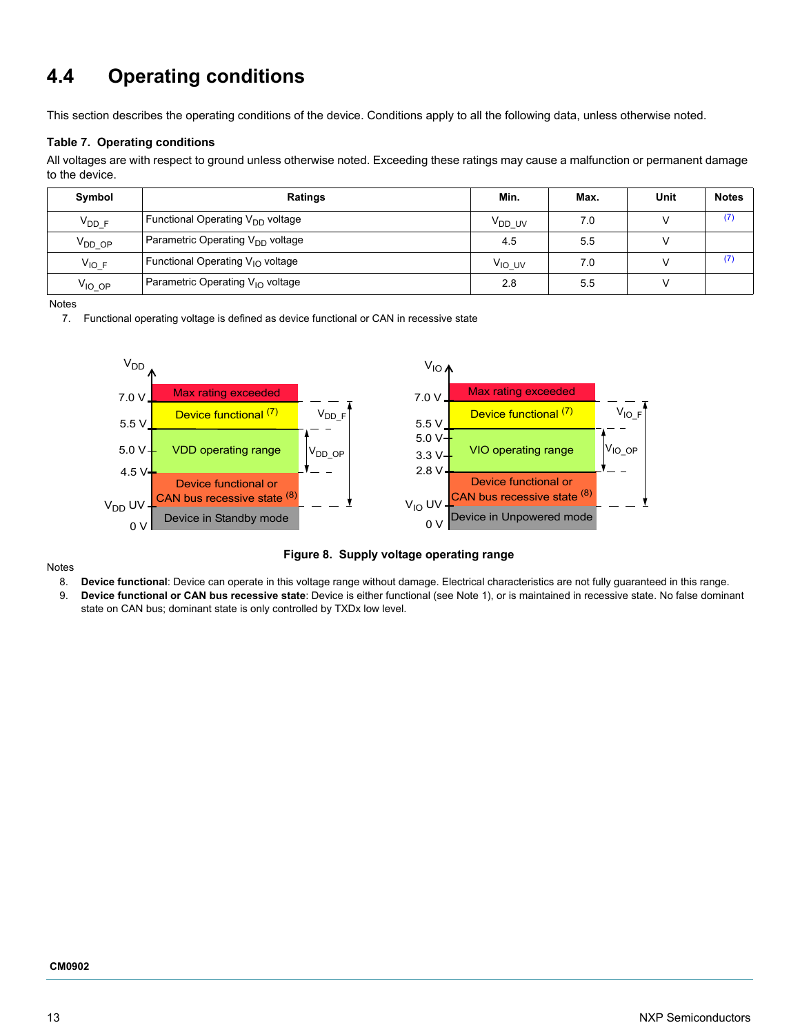## 4.4 Operating conditions

This section describes the operating conditions of the device. Conditions apply to all the following data, unless otherwise noted.

**Table 7. Operating conditions**

All voltages are with respect to ground unless otherwise noted. Exceeding these ratings may cause a malfunction or permanent damage to the device.

| Symbol | Ratings | Min. | Max. | Unit | Notes |
|---|---|---|---|---|---|
| $V_{DD\_F}$ | Functional Operating $V_{DD}$ voltage | $V_{DD\_UV}$ | 7.0 | V | (7) |
| $V_{DD\_OP}$ | Parametric Operating $V_{DD}$ voltage | 4.5 | 5.5 | V | |
| $V_{IO\_F}$ | Functional Operating $V_{IO}$ voltage | $V_{IO\_UV}$ | 7.0 | V | (7) |
| $V_{IO\_OP}$ | Parametric Operating $V_{IO}$ voltage | 2.8 | 5.5 | V | |

Notes

7. Functional operating voltage is defined as device functional or CAN in recessive state

$V_{DD}$: 7.0 V, 5.5 V, 5.0 V, 4.5 V, $V_{DD}$ UV, 0 V

- Max rating exceeded
- Device functional (7)
- VDD operating range
- Device functional or CAN bus recessive state (8)
- Device in Standby mode

$V_{DD\_F}$, $V_{DD\_OP}$

$V_{IO}$: 7.0 V, 5.5 V, 5.0 V, 3.3 V, 2.8 V, $V_{IO}$ UV, 0 V

- Max rating exceeded
- Device functional (7)
- VIO operating range
- Device functional or CAN bus recessive state (8)
- Device in Unpowered mode

$V_{IO\_F}$, $V_{IO\_OP}$

**Figure 8. Supply voltage operating range**

Notes

8. **Device functional**: Device can operate in this voltage range without damage. Electrical characteristics are not fully guaranteed in this range.
9. **Device functional or CAN bus recessive state**: Device is either functional (see Note 1), or is maintained in recessive state. No false dominant state on CAN bus; dominant state is only controlled by TXDx low level.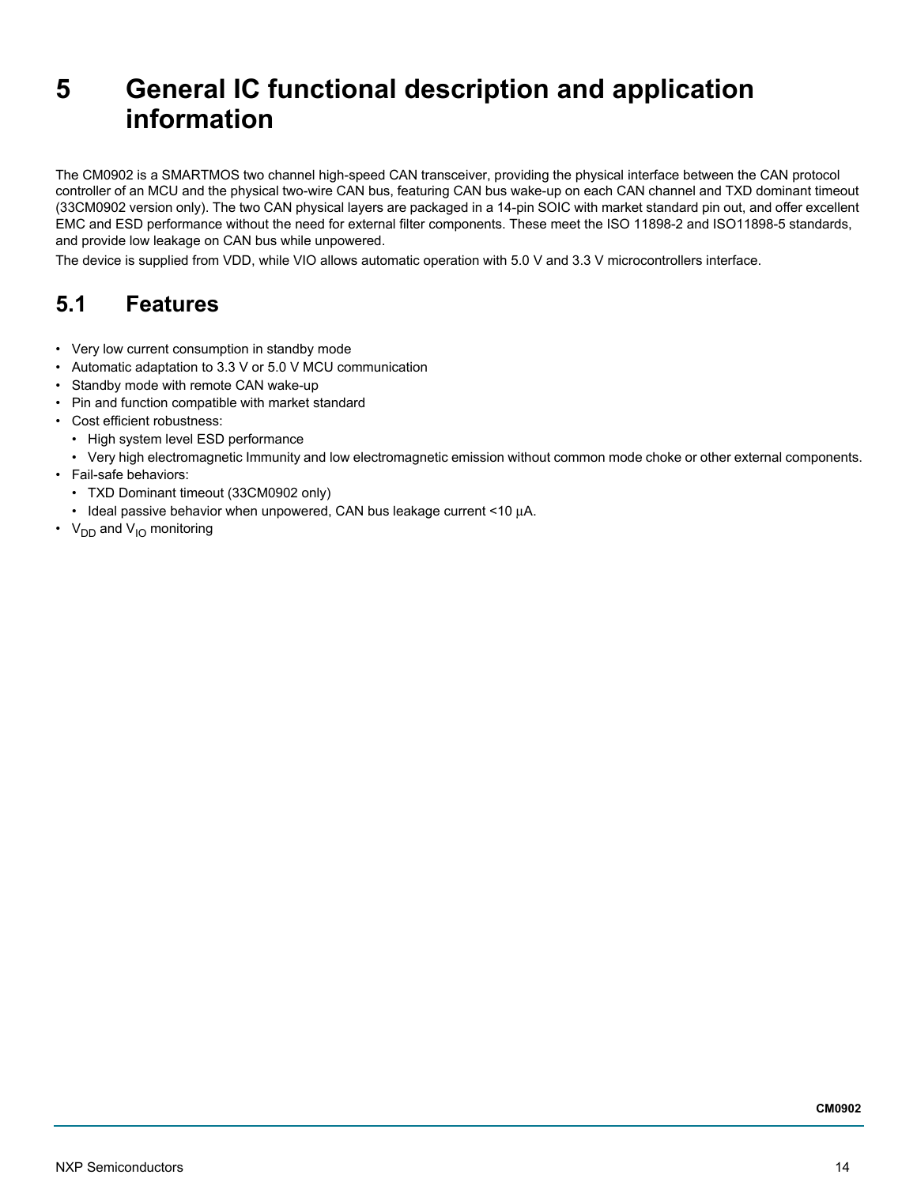# 5 General IC functional description and application information

The CM0902 is a SMARTMOS two channel high-speed CAN transceiver, providing the physical interface between the CAN protocol controller of an MCU and the physical two-wire CAN bus, featuring CAN bus wake-up on each CAN channel and TXD dominant timeout (33CM0902 version only). The two CAN physical layers are packaged in a 14-pin SOIC with market standard pin out, and offer excellent EMC and ESD performance without the need for external filter components. These meet the ISO 11898-2 and ISO11898-5 standards, and provide low leakage on CAN bus while unpowered.

The device is supplied from VDD, while VIO allows automatic operation with 5.0 V and 3.3 V microcontrollers interface.

## 5.1 Features

- Very low current consumption in standby mode
- Automatic adaptation to 3.3 V or 5.0 V MCU communication
- Standby mode with remote CAN wake-up
- Pin and function compatible with market standard
- Cost efficient robustness:
  - High system level ESD performance
  - Very high electromagnetic Immunity and low electromagnetic emission without common mode choke or other external components.
- Fail-safe behaviors:
  - TXD Dominant timeout (33CM0902 only)
  - Ideal passive behavior when unpowered, CAN bus leakage current <10 μA.
- $V_{DD}$ and $V_{IO}$ monitoring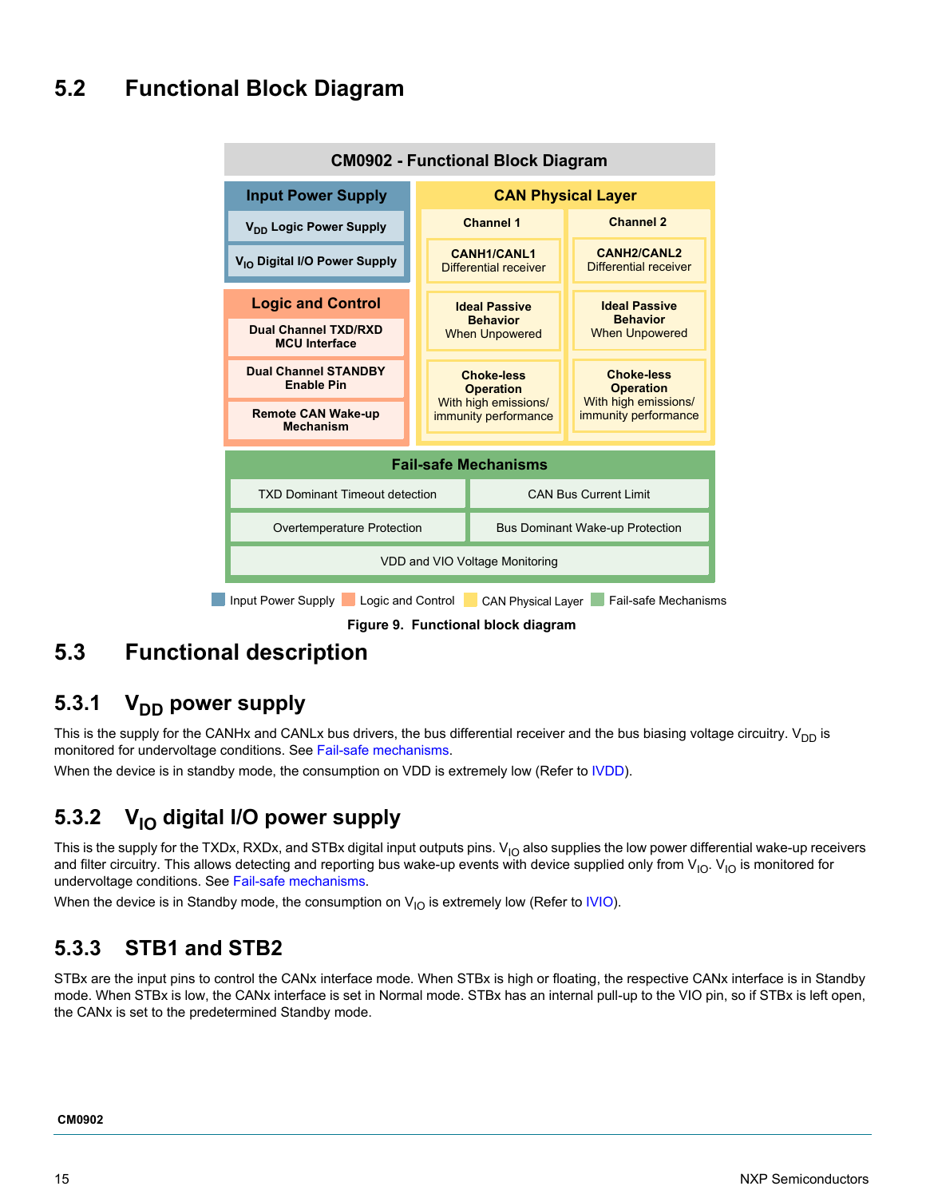## 5.2 Functional Block Diagram

**CM0902 - Functional Block Diagram**

**Input Power Supply**
- $V_{DD}$ Logic Power Supply
- $V_{IO}$ Digital I/O Power Supply

**Logic and Control**
- Dual Channel TXD/RXD MCU Interface
- Dual Channel STANDBY Enable Pin
- Remote CAN Wake-up Mechanism

**CAN Physical Layer**

| Channel 1 | Channel 2 |
| --- | --- |
| **CANH1/CANL1** Differential receiver | **CANH2/CANL2** Differential receiver |
| **Ideal Passive Behavior** When Unpowered | **Ideal Passive Behavior** When Unpowered |
| **Choke-less Operation** With high emissions/ immunity performance | **Choke-less Operation** With high emissions/ immunity performance |

**Fail-safe Mechanisms**
- TXD Dominant Timeout detection
- CAN Bus Current Limit
- Overtemperature Protection
- Bus Dominant Wake-up Protection
- VDD and VIO Voltage Monitoring

Input Power Supply | Logic and Control | CAN Physical Layer | Fail-safe Mechanisms

**Figure 9. Functional block diagram**

## 5.3 Functional description

### 5.3.1 $V_{DD}$ power supply

This is the supply for the CANHx and CANLx bus drivers, the bus differential receiver and the bus biasing voltage circuitry. $V_{DD}$ is monitored for undervoltage conditions. See Fail-safe mechanisms.

When the device is in standby mode, the consumption on VDD is extremely low (Refer to IVDD).

### 5.3.2 $V_{IO}$ digital I/O power supply

This is the supply for the TXDx, RXDx, and STBx digital input outputs pins. $V_{IO}$ also supplies the low power differential wake-up receivers and filter circuitry. This allows detecting and reporting bus wake-up events with device supplied only from $V_{IO}$. $V_{IO}$ is monitored for undervoltage conditions. See Fail-safe mechanisms.

When the device is in Standby mode, the consumption on $V_{IO}$ is extremely low (Refer to IVIO).

### 5.3.3 STB1 and STB2

STBx are the input pins to control the CANx interface mode. When STBx is high or floating, the respective CANx interface is in Standby mode. When STBx is low, the CANx interface is set in Normal mode. STBx has an internal pull-up to the VIO pin, so if STBx is left open, the CANx is set to the predetermined Standby mode.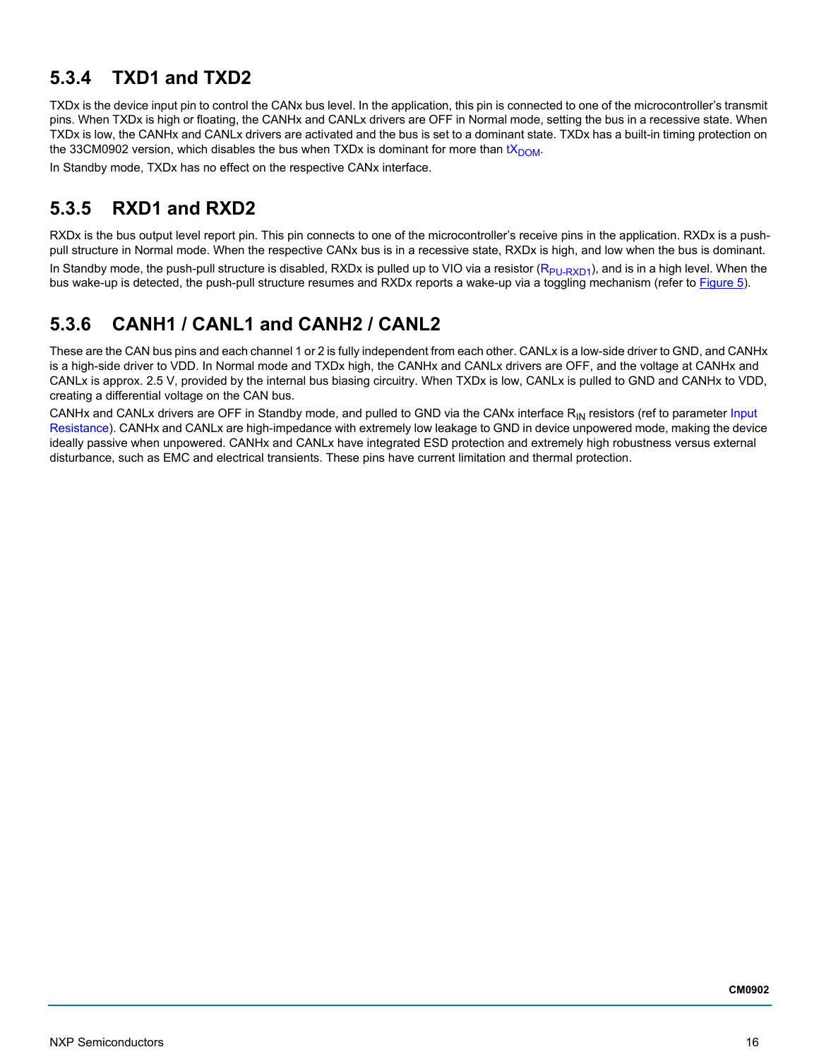### 5.3.4 TXD1 and TXD2

TXDx is the device input pin to control the CANx bus level. In the application, this pin is connected to one of the microcontroller's transmit pins. When TXDx is high or floating, the CANHx and CANLx drivers are OFF in Normal mode, setting the bus in a recessive state. When TXDx is low, the CANHx and CANLx drivers are activated and the bus is set to a dominant state. TXDx has a built-in timing protection on the 33CM0902 version, which disables the bus when TXDx is dominant for more than $tX_{DOM}$.

In Standby mode, TXDx has no effect on the respective CANx interface.

### 5.3.5 RXD1 and RXD2

RXDx is the bus output level report pin. This pin connects to one of the microcontroller's receive pins in the application. RXDx is a push-pull structure in Normal mode. When the respective CANx bus is in a recessive state, RXDx is high, and low when the bus is dominant.

In Standby mode, the push-pull structure is disabled, RXDx is pulled up to VIO via a resistor ($R_{PU-RXD1}$), and is in a high level. When the bus wake-up is detected, the push-pull structure resumes and RXDx reports a wake-up via a toggling mechanism (refer to Figure 5).

### 5.3.6 CANH1 / CANL1 and CANH2 / CANL2

These are the CAN bus pins and each channel 1 or 2 is fully independent from each other. CANLx is a low-side driver to GND, and CANHx is a high-side driver to VDD. In Normal mode and TXDx high, the CANHx and CANLx drivers are OFF, and the voltage at CANHx and CANLx is approx. 2.5 V, provided by the internal bus biasing circuitry. When TXDx is low, CANLx is pulled to GND and CANHx to VDD, creating a differential voltage on the CAN bus.

CANHx and CANLx drivers are OFF in Standby mode, and pulled to GND via the CANx interface $R_{IN}$ resistors (ref to parameter Input Resistance). CANHx and CANLx are high-impedance with extremely low leakage to GND in device unpowered mode, making the device ideally passive when unpowered. CANHx and CANLx have integrated ESD protection and extremely high robustness versus external disturbance, such as EMC and electrical transients. These pins have current limitation and thermal protection.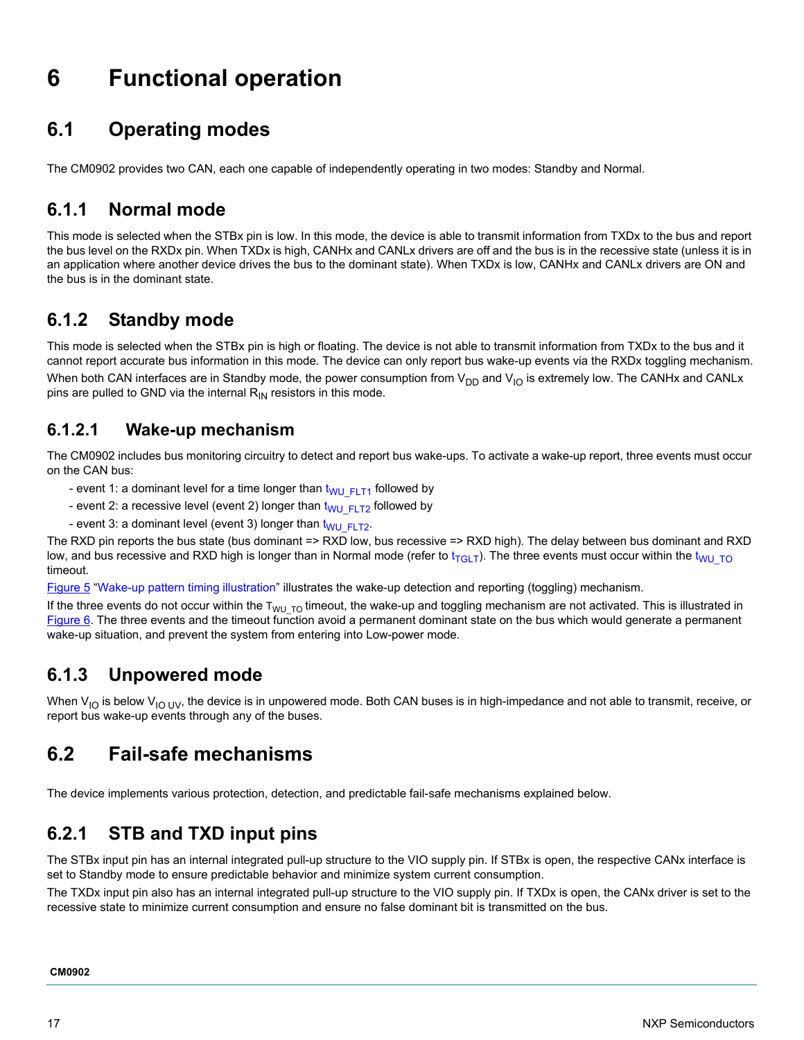# 6 Functional operation

## 6.1 Operating modes

The CM0902 provides two CAN, each one capable of independently operating in two modes: Standby and Normal.

### 6.1.1 Normal mode

This mode is selected when the STBx pin is low. In this mode, the device is able to transmit information from TXDx to the bus and report the bus level on the RXDx pin. When TXDx is high, CANHx and CANLx drivers are off and the bus is in the recessive state (unless it is in an application where another device drives the bus to the dominant state). When TXDx is low, CANHx and CANLx drivers are ON and the bus is in the dominant state.

### 6.1.2 Standby mode

This mode is selected when the STBx pin is high or floating. The device is not able to transmit information from TXDx to the bus and it cannot report accurate bus information in this mode. The device can only report bus wake-up events via the RXDx toggling mechanism. When both CAN interfaces are in Standby mode, the power consumption from $V_{DD}$ and $V_{IO}$ is extremely low. The CANHx and CANLx pins are pulled to GND via the internal $R_{IN}$ resistors in this mode.

#### 6.1.2.1 Wake-up mechanism

The CM0902 includes bus monitoring circuitry to detect and report bus wake-ups. To activate a wake-up report, three events must occur on the CAN bus:

- event 1: a dominant level for a time longer than $t_{WU\_FLT1}$ followed by
- event 2: a recessive level (event 2) longer than $t_{WU\_FLT2}$ followed by
- event 3: a dominant level (event 3) longer than $t_{WU\_FLT2}$.

The RXD pin reports the bus state (bus dominant => RXD low, bus recessive => RXD high). The delay between bus dominant and RXD low, and bus recessive and RXD high is longer than in Normal mode (refer to $t_{TGLT}$). The three events must occur within the $t_{WU\_TO}$ timeout.

Figure 5 "Wake-up pattern timing illustration" illustrates the wake-up detection and reporting (toggling) mechanism.

If the three events do not occur within the $T_{WU\_TO}$ timeout, the wake-up and toggling mechanism are not activated. This is illustrated in Figure 6. The three events and the timeout function avoid a permanent dominant state on the bus which would generate a permanent wake-up situation, and prevent the system from entering into Low-power mode.

### 6.1.3 Unpowered mode

When $V_{IO}$ is below $V_{IO\ UV}$, the device is in unpowered mode. Both CAN buses is in high-impedance and not able to transmit, receive, or report bus wake-up events through any of the buses.

## 6.2 Fail-safe mechanisms

The device implements various protection, detection, and predictable fail-safe mechanisms explained below.

### 6.2.1 STB and TXD input pins

The STBx input pin has an internal integrated pull-up structure to the VIO supply pin. If STBx is open, the respective CANx interface is set to Standby mode to ensure predictable behavior and minimize system current consumption.

The TXDx input pin also has an internal integrated pull-up structure to the VIO supply pin. If TXDx is open, the CANx driver is set to the recessive state to minimize current consumption and ensure no false dominant bit is transmitted on the bus.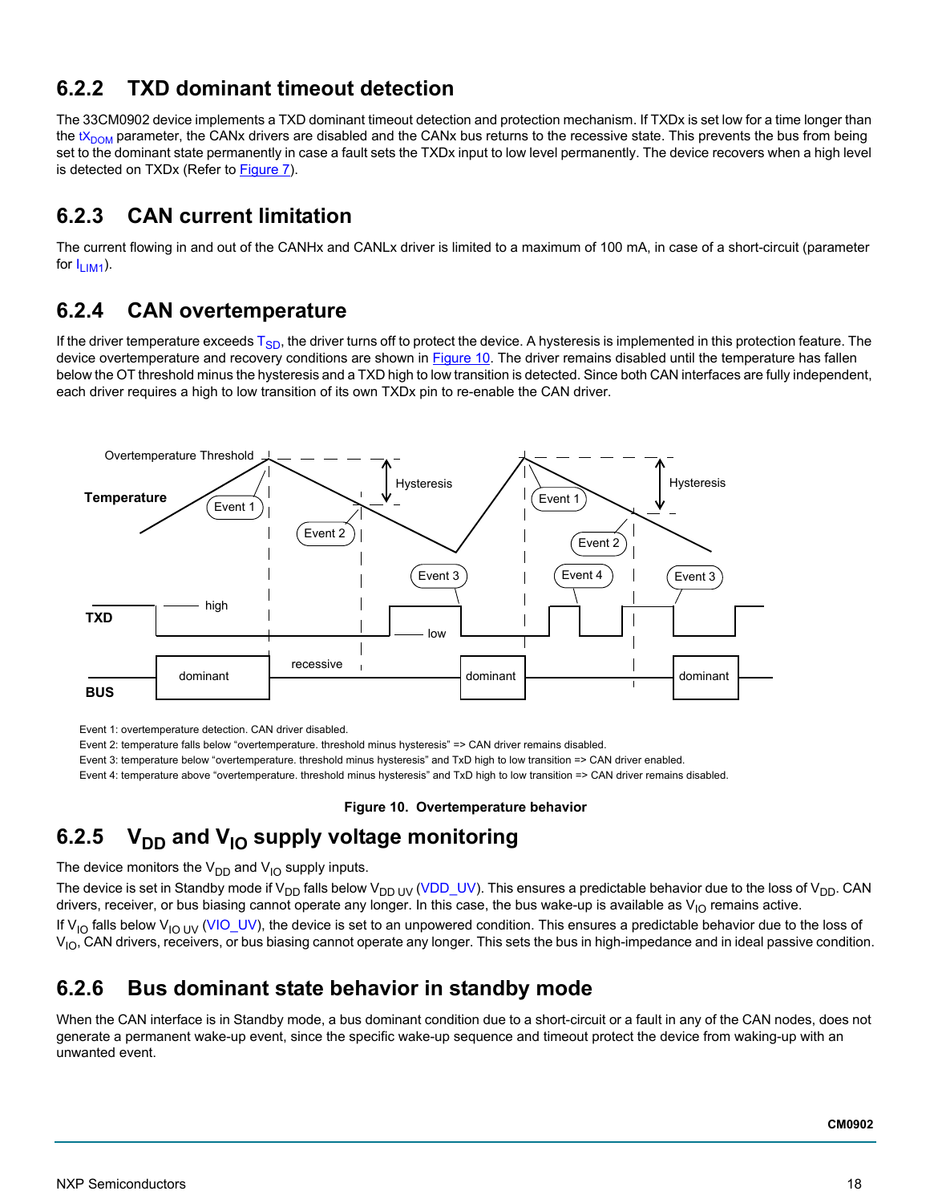### 6.2.2 TXD dominant timeout detection

The 33CM0902 device implements a TXD dominant timeout detection and protection mechanism. If TXDx is set low for a time longer than the $tX_{DOM}$ parameter, the CANx drivers are disabled and the CANx bus returns to the recessive state. This prevents the bus from being set to the dominant state permanently in case a fault sets the TXDx input to low level permanently. The device recovers when a high level is detected on TXDx (Refer to Figure 7).

### 6.2.3 CAN current limitation

The current flowing in and out of the CANHx and CANLx driver is limited to a maximum of 100 mA, in case of a short-circuit (parameter for $I_{LIM1}$).

### 6.2.4 CAN overtemperature

If the driver temperature exceeds $T_{SD}$, the driver turns off to protect the device. A hysteresis is implemented in this protection feature. The device overtemperature and recovery conditions are shown in Figure 10. The driver remains disabled until the temperature has fallen below the OT threshold minus the hysteresis and a TXD high to low transition is detected. Since both CAN interfaces are fully independent, each driver requires a high to low transition of its own TXDx pin to re-enable the CAN driver.

Event 1: overtemperature detection. CAN driver disabled.
Event 2: temperature falls below “overtemperature. threshold minus hysteresis” => CAN driver remains disabled.
Event 3: temperature below “overtemperature. threshold minus hysteresis” and TxD high to low transition => CAN driver enabled.
Event 4: temperature above “overtemperature. threshold minus hysteresis” and TxD high to low transition => CAN driver remains disabled.

**Figure 10. Overtemperature behavior**

### 6.2.5 $V_{DD}$ and $V_{IO}$ supply voltage monitoring

The device monitors the $V_{DD}$ and $V_{IO}$ supply inputs.

The device is set in Standby mode if $V_{DD}$ falls below $V_{DD\ UV}$ (VDD_UV). This ensures a predictable behavior due to the loss of $V_{DD}$. CAN drivers, receiver, or bus biasing cannot operate any longer. In this case, the bus wake-up is available as $V_{IO}$ remains active.

If $V_{IO}$ falls below $V_{IO\ UV}$ (VIO_UV), the device is set to an unpowered condition. This ensures a predictable behavior due to the loss of $V_{IO}$, CAN drivers, receivers, or bus biasing cannot operate any longer. This sets the bus in high-impedance and in ideal passive condition.

### 6.2.6 Bus dominant state behavior in standby mode

When the CAN interface is in Standby mode, a bus dominant condition due to a short-circuit or a fault in any of the CAN nodes, does not generate a permanent wake-up event, since the specific wake-up sequence and timeout protect the device from waking-up with an unwanted event.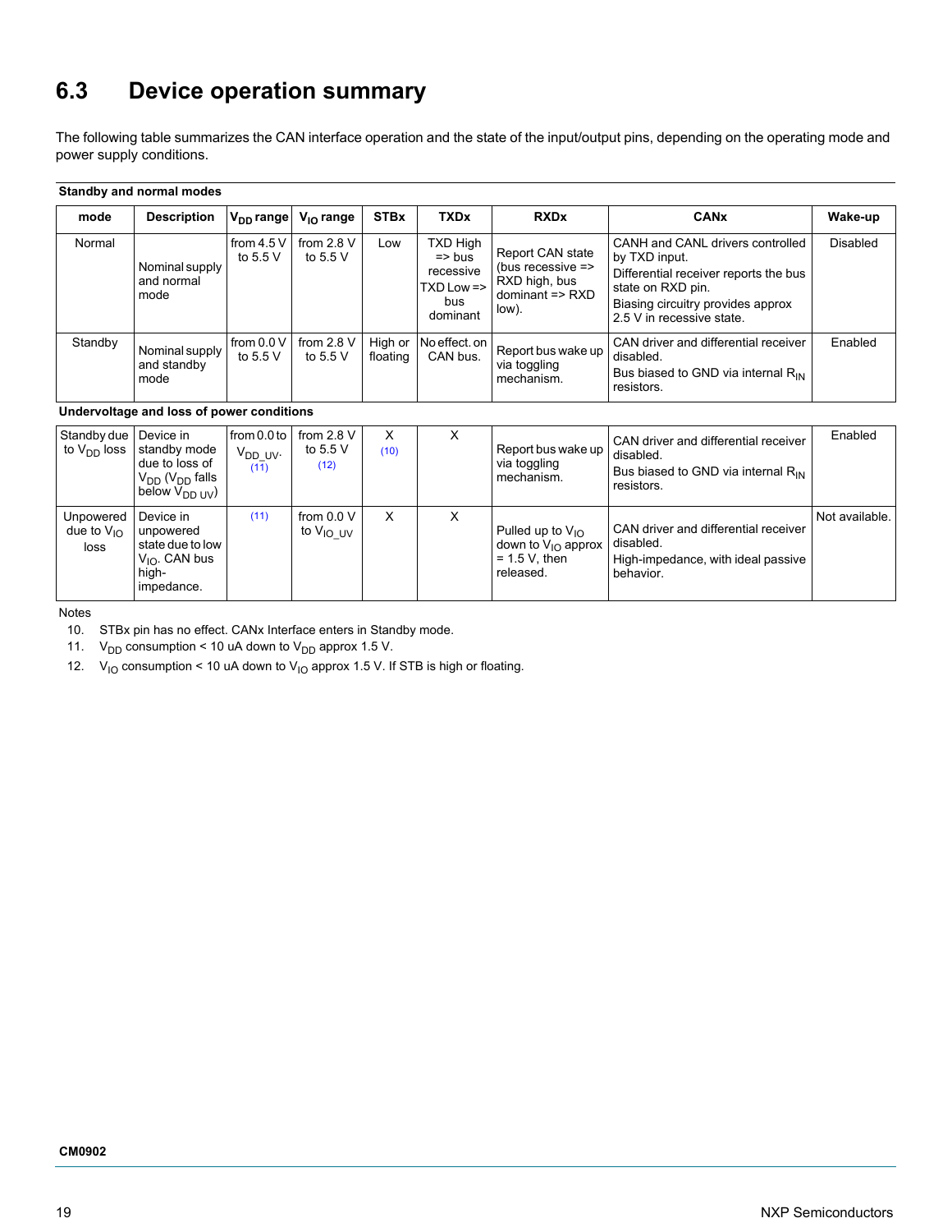## 6.3 Device operation summary

The following table summarizes the CAN interface operation and the state of the input/output pins, depending on the operating mode and power supply conditions.

**Standby and normal modes**

| mode | Description | $V_{DD}$ range | $V_{IO}$ range | STBx | TXDx | RXDx | CANx | Wake-up |
|---|---|---|---|---|---|---|---|---|
| Normal | Nominal supply and normal mode | from 4.5 V to 5.5 V | from 2.8 V to 5.5 V | Low | TXD High => bus recessive TXD Low => bus dominant | Report CAN state (bus recessive => RXD high, bus dominant => RXD low). | CANH and CANL drivers controlled by TXD input. Differential receiver reports the bus state on RXD pin. Biasing circuitry provides approx 2.5 V in recessive state. | Disabled |
| Standby | Nominal supply and standby mode | from 0.0 V to 5.5 V | from 2.8 V to 5.5 V | High or floating | No effect. on CAN bus. | Report bus wake up via toggling mechanism. | CAN driver and differential receiver disabled. Bus biased to GND via internal $R_{IN}$ resistors. | Enabled |

**Undervoltage and loss of power conditions**

| mode | Description | $V_{DD}$ range | $V_{IO}$ range | STBx | TXDx | RXDx | CANx | Wake-up |
|---|---|---|---|---|---|---|---|---|
| Standby due to $V_{DD}$ loss | Device in standby mode due to loss of $V_{DD}$ ($V_{DD}$ falls below $V_{DD\_UV}$) | from 0.0 to $V_{DD\_UV}$. (11) | from 2.8 V to 5.5 V (12) | X (10) | X | Report bus wake up via toggling mechanism. | CAN driver and differential receiver disabled. Bus biased to GND via internal $R_{IN}$ resistors. | Enabled |
| Unpowered due to $V_{IO}$ loss | Device in unpowered state due to low $V_{IO}$. CAN bus high-impedance. | (11) | from 0.0 V to $V_{IO\_UV}$ | X | X | Pulled up to $V_{IO}$ down to $V_{IO}$ approx = 1.5 V, then released. | CAN driver and differential receiver disabled. High-impedance, with ideal passive behavior. | Not available. |

Notes

10. STBx pin has no effect. CANx Interface enters in Standby mode.
11. $V_{DD}$ consumption < 10 uA down to $V_{DD}$ approx 1.5 V.
12. $V_{IO}$ consumption < 10 uA down to $V_{IO}$ approx 1.5 V. If STB is high or floating.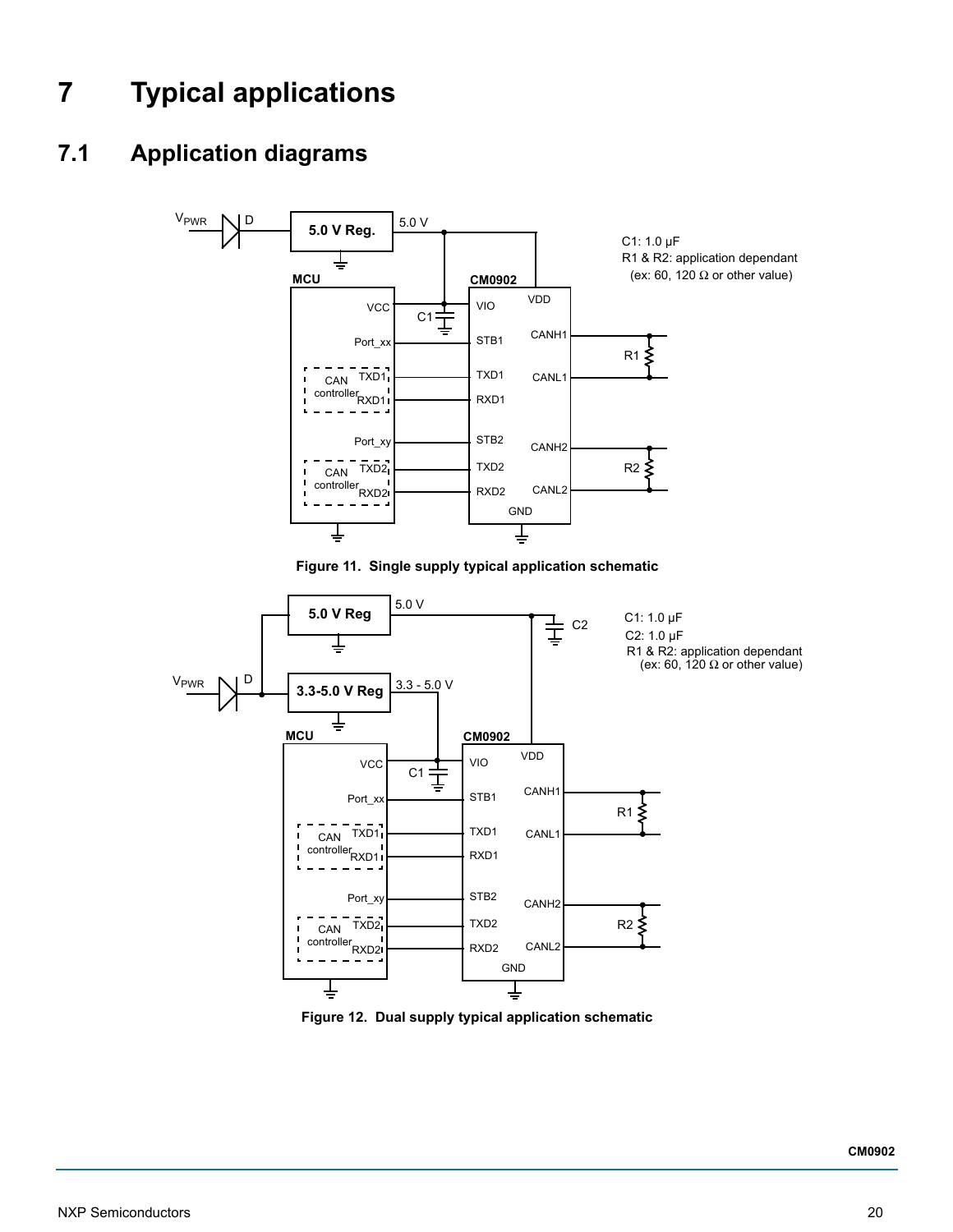# 7 Typical applications

## 7.1 Application diagrams

C1: 1.0 µF
R1 & R2: application dependant
(ex: 60, 120 Ω or other value)

**Figure 11. Single supply typical application schematic**

C1: 1.0 µF
C2: 1.0 µF
R1 & R2: application dependant
(ex: 60, 120 Ω or other value)

**Figure 12. Dual supply typical application schematic**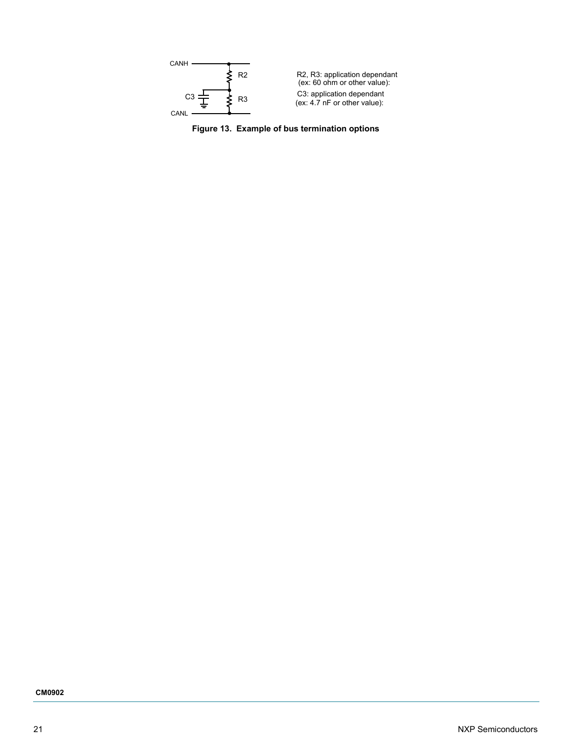CANH

R2

C3

R3

CANL

R2, R3: application dependant (ex: 60 ohm or other value):

C3: application dependant (ex: 4.7 nF or other value):

**Figure 13. Example of bus termination options**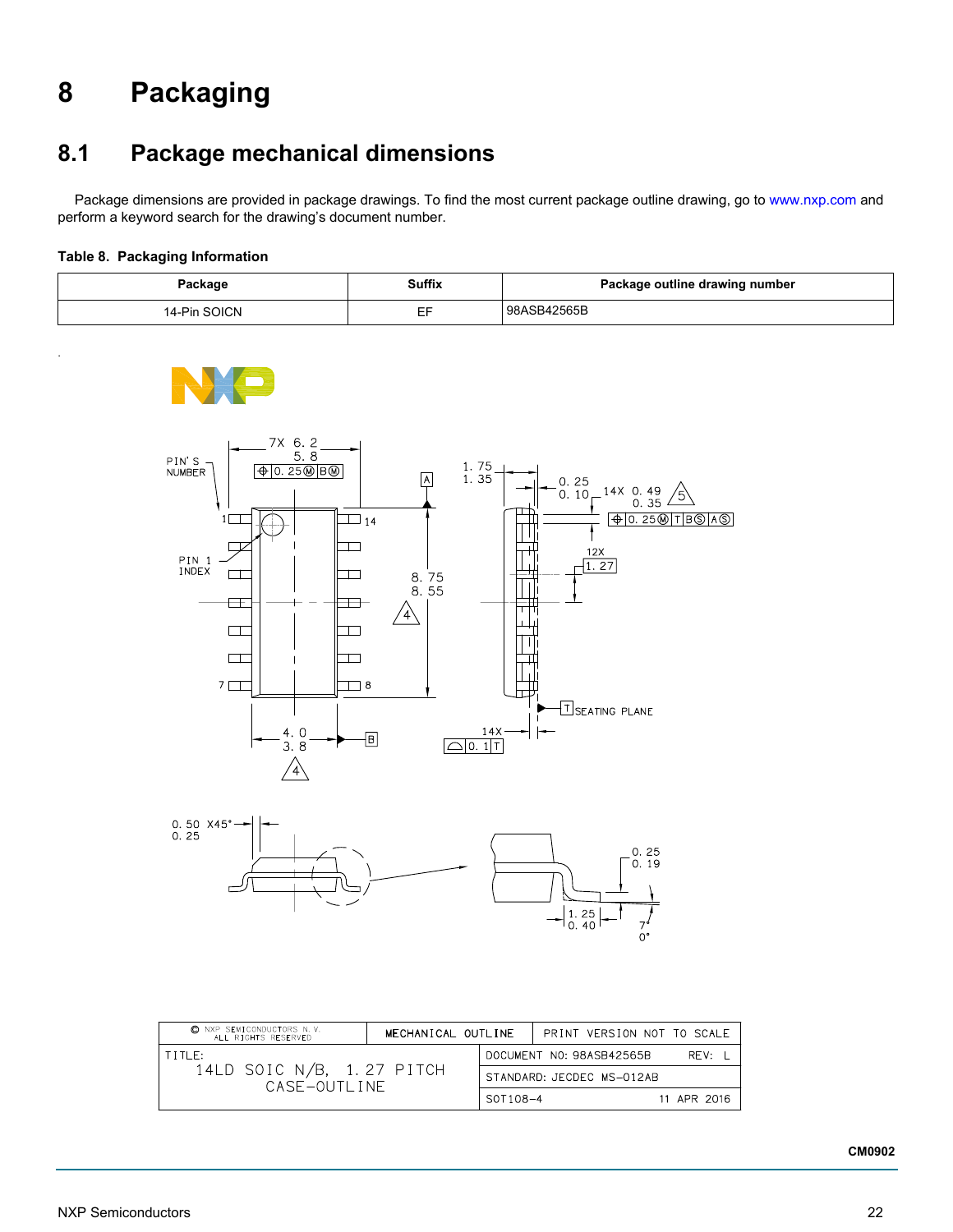# 8 Packaging

## 8.1 Package mechanical dimensions

Package dimensions are provided in package drawings. To find the most current package outline drawing, go to www.nxp.com and perform a keyword search for the drawing's document number.

**Table 8. Packaging Information**

| Package | Suffix | Package outline drawing number |
|---|---|---|
| 14-Pin SOICN | EF | 98ASB42565B |

| © NXP SEMICONDUCTORS N. V. ALL RIGHTS RESERVED | MECHANICAL OUTLINE | PRINT VERSION NOT TO SCALE |
|---|---|---|
| TITLE: 14LD SOIC N/B, 1.27 PITCH CASE-OUTLINE | DOCUMENT NO: 98ASB42565B | REV: L |
| | STANDARD: JECDEC MS-012AB | |
| | SOT108-4 | 11 APR 2016 |

CM0902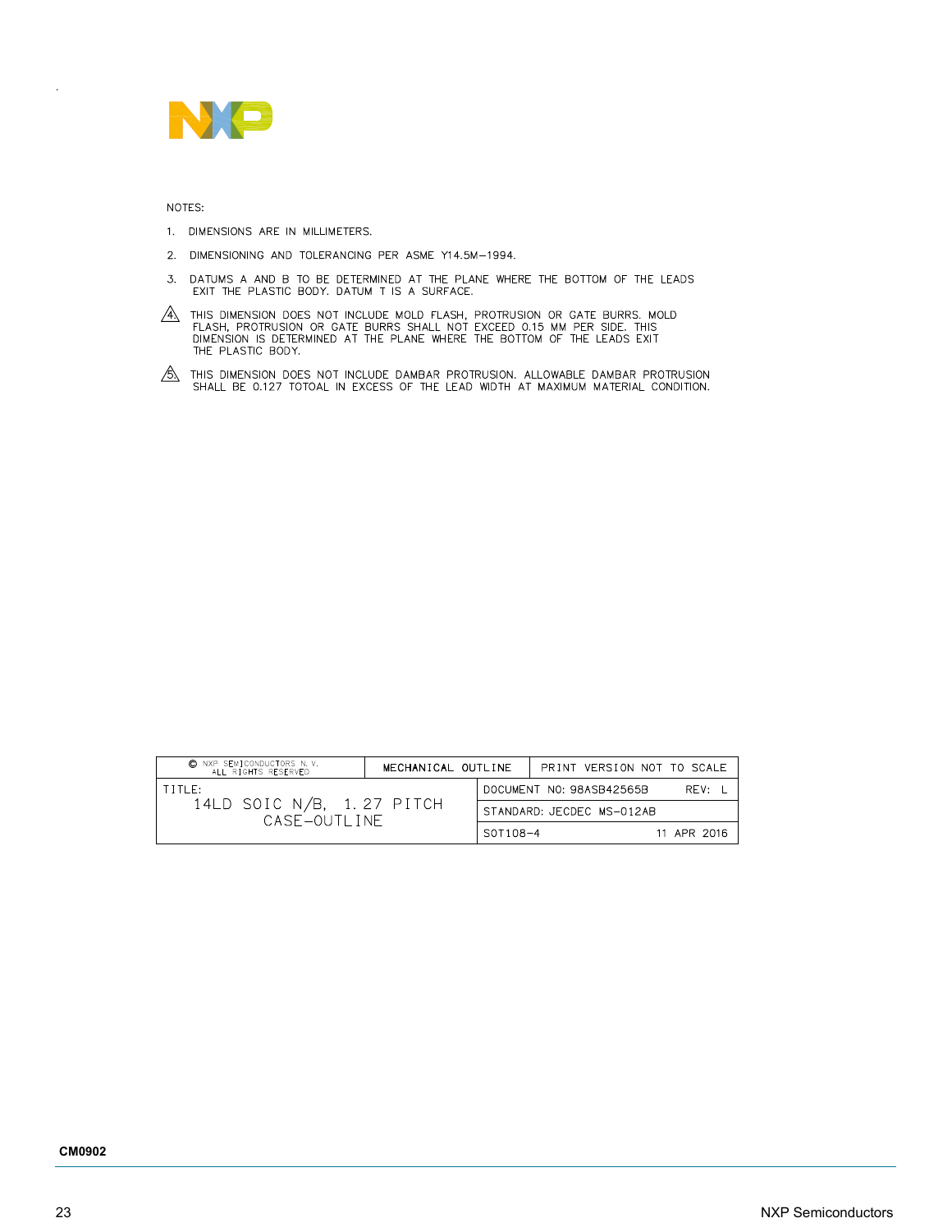NOTES:

1. DIMENSIONS ARE IN MILLIMETERS.
2. DIMENSIONING AND TOLERANCING PER ASME Y14.5M–1994.
3. DATUMS A AND B TO BE DETERMINED AT THE PLANE WHERE THE BOTTOM OF THE LEADS EXIT THE PLASTIC BODY. DATUM T IS A SURFACE.

⚠4 THIS DIMENSION DOES NOT INCLUDE MOLD FLASH, PROTRUSION OR GATE BURRS. MOLD FLASH, PROTRUSION OR GATE BURRS SHALL NOT EXCEED 0.15 MM PER SIDE. THIS DIMENSION IS DETERMINED AT THE PLANE WHERE THE BOTTOM OF THE LEADS EXIT THE PLASTIC BODY.

⚠5 THIS DIMENSION DOES NOT INCLUDE DAMBAR PROTRUSION. ALLOWABLE DAMBAR PROTRUSION SHALL BE 0.127 TOTOAL IN EXCESS OF THE LEAD WIDTH AT MAXIMUM MATERIAL CONDITION.

| © NXP SEMICONDUCTORS N. V. ALL RIGHTS RESERVED | MECHANICAL OUTLINE | PRINT VERSION NOT TO SCALE |
| --- | --- | --- |
| TITLE: 14LD SOIC N/B, 1.27 PITCH CASE–OUTLINE | DOCUMENT NO: 98ASB42565B | REV: L |
| | STANDARD: JECDEC MS–012AB | |
| | SOT108–4 | 11 APR 2016 |

**CM0902**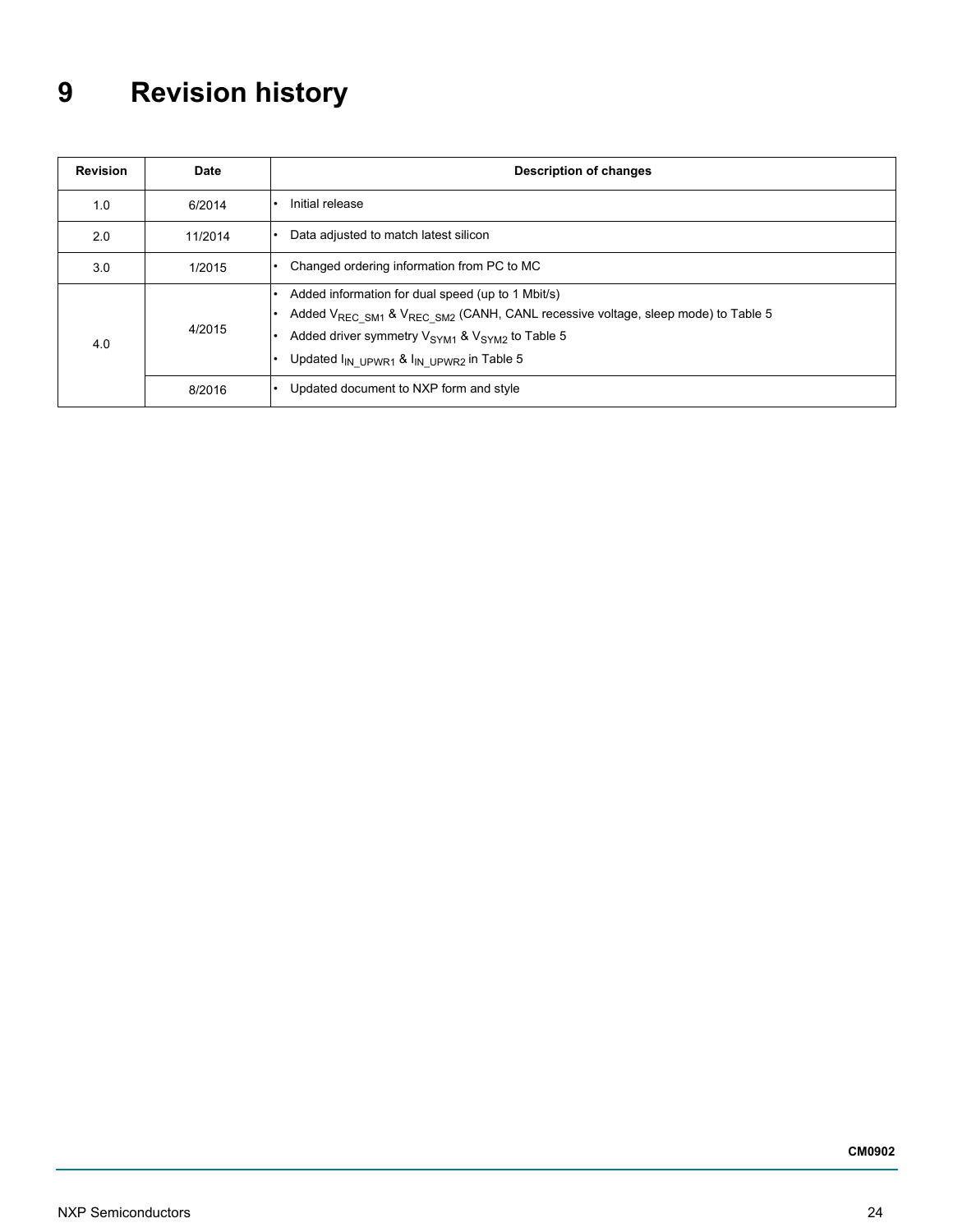# 9 Revision history

| Revision | Date | Description of changes |
|---|---|---|
| 1.0 | 6/2014 | • Initial release |
| 2.0 | 11/2014 | • Data adjusted to match latest silicon |
| 3.0 | 1/2015 | • Changed ordering information from PC to MC |
| 4.0 | 4/2015 | • Added information for dual speed (up to 1 Mbit/s)<br>• Added $V_{REC\_SM1}$ & $V_{REC\_SM2}$ (CANH, CANL recessive voltage, sleep mode) to Table 5<br>• Added driver symmetry $V_{SYM1}$ & $V_{SYM2}$ to Table 5<br>• Updated $I_{IN\_UPWR1}$ & $I_{IN\_UPWR2}$ in Table 5 |
| | 8/2016 | • Updated document to NXP form and style |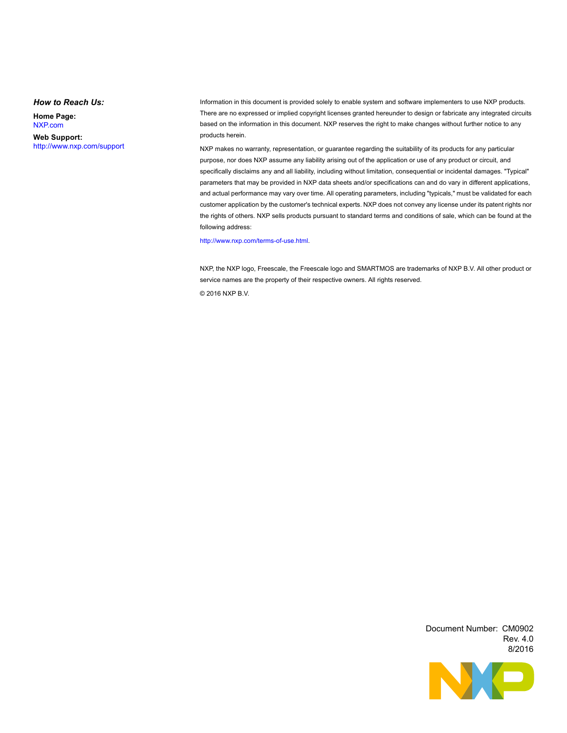***How to Reach Us:***

**Home Page:**
NXP.com

**Web Support:**
http://www.nxp.com/support

Information in this document is provided solely to enable system and software implementers to use NXP products. There are no expressed or implied copyright licenses granted hereunder to design or fabricate any integrated circuits based on the information in this document. NXP reserves the right to make changes without further notice to any products herein.

NXP makes no warranty, representation, or guarantee regarding the suitability of its products for any particular purpose, nor does NXP assume any liability arising out of the application or use of any product or circuit, and specifically disclaims any and all liability, including without limitation, consequential or incidental damages. "Typical" parameters that may be provided in NXP data sheets and/or specifications can and do vary in different applications, and actual performance may vary over time. All operating parameters, including "typicals," must be validated for each customer application by the customer's technical experts. NXP does not convey any license under its patent rights nor the rights of others. NXP sells products pursuant to standard terms and conditions of sale, which can be found at the following address:

http://www.nxp.com/terms-of-use.html.

NXP, the NXP logo, Freescale, the Freescale logo and SMARTMOS are trademarks of NXP B.V. All other product or service names are the property of their respective owners. All rights reserved.

© 2016 NXP B.V.

Document Number: CM0902
Rev. 4.0
8/2016